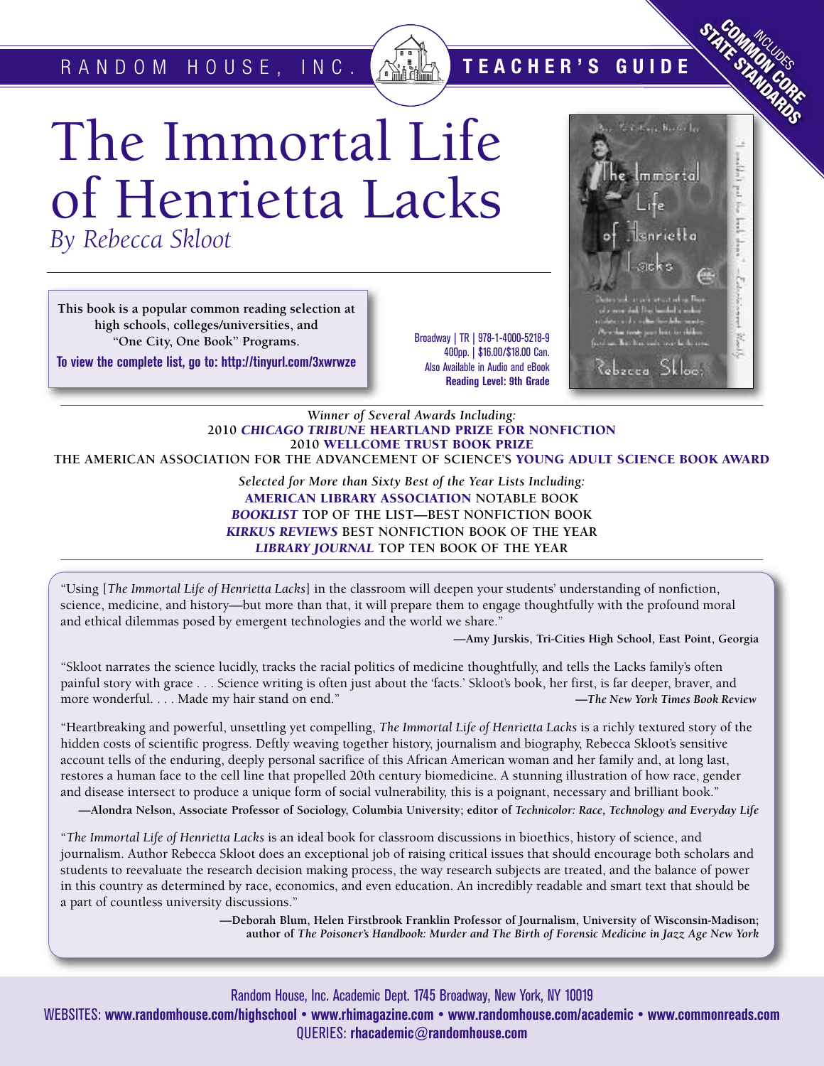RANDOM HOUSE, INC. **TEACHER'S GUIDE**

INCLUDES **COMMON CORE STATE STANDARDS**

# The Immortal Life of Henrietta Lacks

*By Rebecca Skloot*

**This book is a popular common reading selection at high schools, colleges/universities, and "One City, One Book" Programs.**

**To view the complete list, go to: http://tinyurl.com/3xwrwze**

Broadway | TR | 978-1-4000-5218-9
400pp. | $16.00/$18.00 Can.
Also Available in Audio and eBook
**Reading Level: 9th Grade**

*Winner of Several Awards Including:*
**2010 *CHICAGO TRIBUNE* HEARTLAND PRIZE FOR NONFICTION**
**2010 WELLCOME TRUST BOOK PRIZE**
**THE AMERICAN ASSOCIATION FOR THE ADVANCEMENT OF SCIENCE'S YOUNG ADULT SCIENCE BOOK AWARD**

*Selected for More than Sixty Best of the Year Lists Including:*
**AMERICAN LIBRARY ASSOCIATION NOTABLE BOOK**
***BOOKLIST* TOP OF THE LIST—BEST NONFICTION BOOK**
***KIRKUS REVIEWS* BEST NONFICTION BOOK OF THE YEAR**
***LIBRARY JOURNAL* TOP TEN BOOK OF THE YEAR**

"Using [*The Immortal Life of Henrietta Lacks*] in the classroom will deepen your students' understanding of nonfiction, science, medicine, and history—but more than that, it will prepare them to engage thoughtfully with the profound moral and ethical dilemmas posed by emergent technologies and the world we share."

**—Amy Jurskis, Tri-Cities High School, East Point, Georgia**

"Skloot narrates the science lucidly, tracks the racial politics of medicine thoughtfully, and tells the Lacks family's often painful story with grace . . . Science writing is often just about the 'facts.' Skloot's book, her first, is far deeper, braver, and more wonderful. . . . Made my hair stand on end."

**—*The New York Times Book Review***

"Heartbreaking and powerful, unsettling yet compelling, *The Immortal Life of Henrietta Lacks* is a richly textured story of the hidden costs of scientific progress. Deftly weaving together history, journalism and biography, Rebecca Skloot's sensitive account tells of the enduring, deeply personal sacrifice of this African American woman and her family and, at long last, restores a human face to the cell line that propelled 20th century biomedicine. A stunning illustration of how race, gender and disease intersect to produce a unique form of social vulnerability, this is a poignant, necessary and brilliant book."

**—Alondra Nelson, Associate Professor of Sociology, Columbia University; editor of *Technicolor: Race, Technology and Everyday Life***

"*The Immortal Life of Henrietta Lacks* is an ideal book for classroom discussions in bioethics, history of science, and journalism. Author Rebecca Skloot does an exceptional job of raising critical issues that should encourage both scholars and students to reevaluate the research decision making process, the way research subjects are treated, and the balance of power in this country as determined by race, economics, and even education. An incredibly readable and smart text that should be a part of countless university discussions."

**—Deborah Blum, Helen Firstbrook Franklin Professor of Journalism, University of Wisconsin-Madison; author of *The Poisoner's Handbook: Murder and The Birth of Forensic Medicine in Jazz Age New York***

Random House, Inc. Academic Dept. 1745 Broadway, New York, NY 10019
WEBSITES: **www.randomhouse.com/highschool • www.rhimagazine.com • www.randomhouse.com/academic • www.commonreads.com**
QUERIES: **rhacademic@randomhouse.com**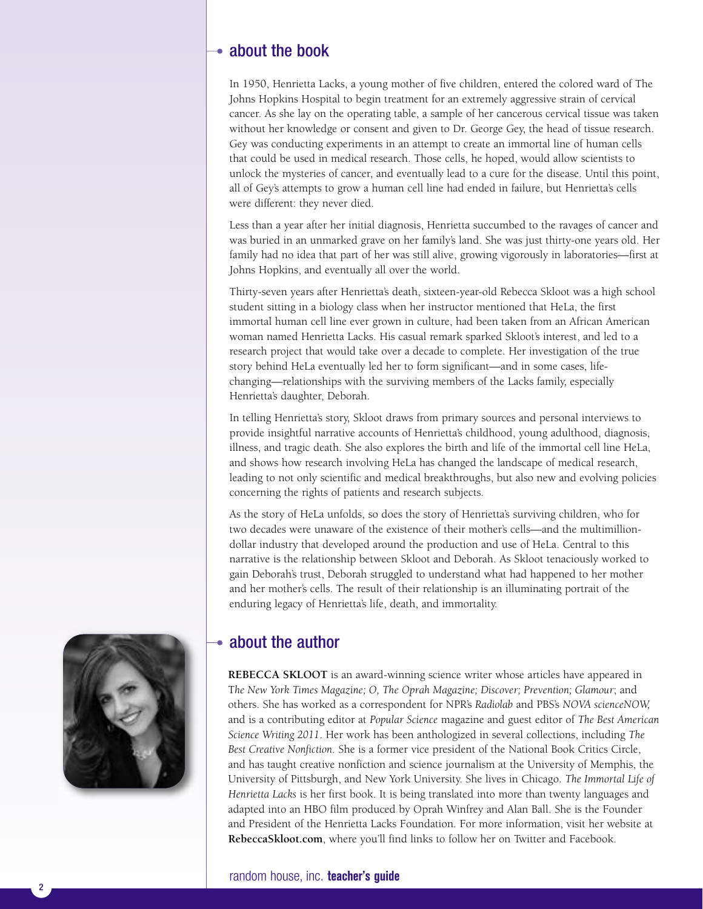## about the book

In 1950, Henrietta Lacks, a young mother of five children, entered the colored ward of The Johns Hopkins Hospital to begin treatment for an extremely aggressive strain of cervical cancer. As she lay on the operating table, a sample of her cancerous cervical tissue was taken without her knowledge or consent and given to Dr. George Gey, the head of tissue research. Gey was conducting experiments in an attempt to create an immortal line of human cells that could be used in medical research. Those cells, he hoped, would allow scientists to unlock the mysteries of cancer, and eventually lead to a cure for the disease. Until this point, all of Gey's attempts to grow a human cell line had ended in failure, but Henrietta's cells were different: they never died.

Less than a year after her initial diagnosis, Henrietta succumbed to the ravages of cancer and was buried in an unmarked grave on her family's land. She was just thirty-one years old. Her family had no idea that part of her was still alive, growing vigorously in laboratories—first at Johns Hopkins, and eventually all over the world.

Thirty-seven years after Henrietta's death, sixteen-year-old Rebecca Skloot was a high school student sitting in a biology class when her instructor mentioned that HeLa, the first immortal human cell line ever grown in culture, had been taken from an African American woman named Henrietta Lacks. His casual remark sparked Skloot's interest, and led to a research project that would take over a decade to complete. Her investigation of the true story behind HeLa eventually led her to form significant—and in some cases, life-changing—relationships with the surviving members of the Lacks family, especially Henrietta's daughter, Deborah.

In telling Henrietta's story, Skloot draws from primary sources and personal interviews to provide insightful narrative accounts of Henrietta's childhood, young adulthood, diagnosis, illness, and tragic death. She also explores the birth and life of the immortal cell line HeLa, and shows how research involving HeLa has changed the landscape of medical research, leading to not only scientific and medical breakthroughs, but also new and evolving policies concerning the rights of patients and research subjects.

As the story of HeLa unfolds, so does the story of Henrietta's surviving children, who for two decades were unaware of the existence of their mother's cells—and the multimillion-dollar industry that developed around the production and use of HeLa. Central to this narrative is the relationship between Skloot and Deborah. As Skloot tenaciously worked to gain Deborah's trust, Deborah struggled to understand what had happened to her mother and her mother's cells. The result of their relationship is an illuminating portrait of the enduring legacy of Henrietta's life, death, and immortality.

## about the author

**REBECCA SKLOOT** is an award-winning science writer whose articles have appeared in *The New York Times Magazine; O, The Oprah Magazine; Discover; Prevention; Glamour*; and others. She has worked as a correspondent for NPR's *Radiolab* and PBS's *NOVA scienceNOW,* and is a contributing editor at *Popular Science* magazine and guest editor of *The Best American Science Writing 2011*. Her work has been anthologized in several collections, including *The Best Creative Nonfiction*. She is a former vice president of the National Book Critics Circle, and has taught creative nonfiction and science journalism at the University of Memphis, the University of Pittsburgh, and New York University. She lives in Chicago. *The Immortal Life of Henrietta Lacks* is her first book. It is being translated into more than twenty languages and adapted into an HBO film produced by Oprah Winfrey and Alan Ball. She is the Founder and President of the Henrietta Lacks Foundation. For more information, visit her website at **RebeccaSkloot.com**, where you'll find links to follow her on Twitter and Facebook.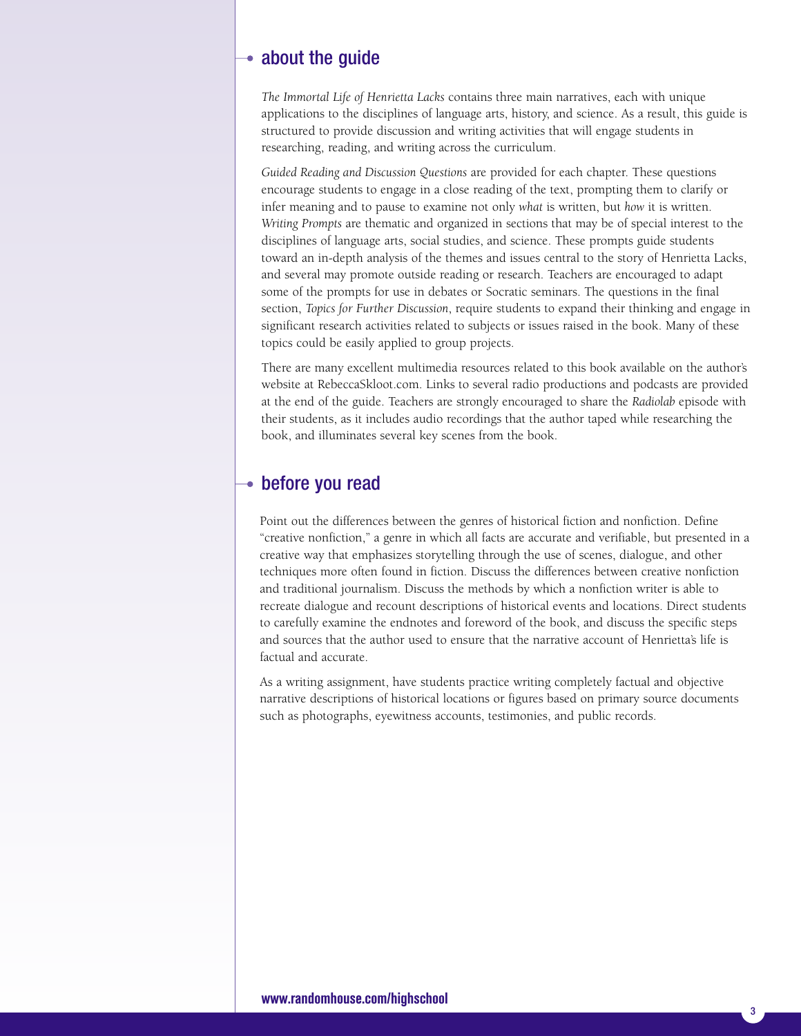## about the guide

*The Immortal Life of Henrietta Lacks* contains three main narratives, each with unique applications to the disciplines of language arts, history, and science. As a result, this guide is structured to provide discussion and writing activities that will engage students in researching, reading, and writing across the curriculum.

*Guided Reading and Discussion Questions* are provided for each chapter. These questions encourage students to engage in a close reading of the text, prompting them to clarify or infer meaning and to pause to examine not only *what* is written, but *how* it is written. *Writing Prompts* are thematic and organized in sections that may be of special interest to the disciplines of language arts, social studies, and science. These prompts guide students toward an in-depth analysis of the themes and issues central to the story of Henrietta Lacks, and several may promote outside reading or research. Teachers are encouraged to adapt some of the prompts for use in debates or Socratic seminars. The questions in the final section, *Topics for Further Discussion*, require students to expand their thinking and engage in significant research activities related to subjects or issues raised in the book. Many of these topics could be easily applied to group projects.

There are many excellent multimedia resources related to this book available on the author's website at RebeccaSkloot.com. Links to several radio productions and podcasts are provided at the end of the guide. Teachers are strongly encouraged to share the *Radiolab* episode with their students, as it includes audio recordings that the author taped while researching the book, and illuminates several key scenes from the book.

## before you read

Point out the differences between the genres of historical fiction and nonfiction. Define "creative nonfiction," a genre in which all facts are accurate and verifiable, but presented in a creative way that emphasizes storytelling through the use of scenes, dialogue, and other techniques more often found in fiction. Discuss the differences between creative nonfiction and traditional journalism. Discuss the methods by which a nonfiction writer is able to recreate dialogue and recount descriptions of historical events and locations. Direct students to carefully examine the endnotes and foreword of the book, and discuss the specific steps and sources that the author used to ensure that the narrative account of Henrietta's life is factual and accurate.

As a writing assignment, have students practice writing completely factual and objective narrative descriptions of historical locations or figures based on primary source documents such as photographs, eyewitness accounts, testimonies, and public records.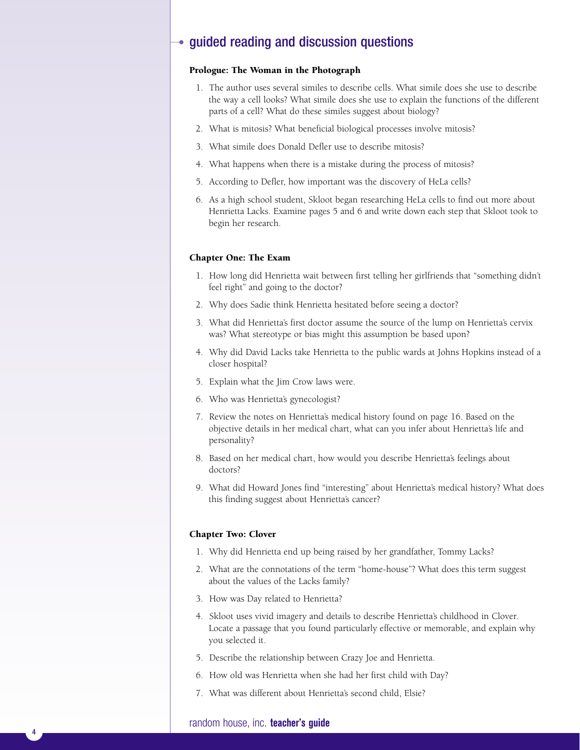## guided reading and discussion questions

### Prologue: The Woman in the Photograph

1. The author uses several similes to describe cells. What simile does she use to describe the way a cell looks? What simile does she use to explain the functions of the different parts of a cell? What do these similes suggest about biology?
2. What is mitosis? What beneficial biological processes involve mitosis?
3. What simile does Donald Defler use to describe mitosis?
4. What happens when there is a mistake during the process of mitosis?
5. According to Defler, how important was the discovery of HeLa cells?
6. As a high school student, Skloot began researching HeLa cells to find out more about Henrietta Lacks. Examine pages 5 and 6 and write down each step that Skloot took to begin her research.

### Chapter One: The Exam

1. How long did Henrietta wait between first telling her girlfriends that "something didn't feel right" and going to the doctor?
2. Why does Sadie think Henrietta hesitated before seeing a doctor?
3. What did Henrietta's first doctor assume the source of the lump on Henrietta's cervix was? What stereotype or bias might this assumption be based upon?
4. Why did David Lacks take Henrietta to the public wards at Johns Hopkins instead of a closer hospital?
5. Explain what the Jim Crow laws were.
6. Who was Henrietta's gynecologist?
7. Review the notes on Henrietta's medical history found on page 16. Based on the objective details in her medical chart, what can you infer about Henrietta's life and personality?
8. Based on her medical chart, how would you describe Henrietta's feelings about doctors?
9. What did Howard Jones find "interesting" about Henrietta's medical history? What does this finding suggest about Henrietta's cancer?

### Chapter Two: Clover

1. Why did Henrietta end up being raised by her grandfather, Tommy Lacks?
2. What are the connotations of the term "home-house"? What does this term suggest about the values of the Lacks family?
3. How was Day related to Henrietta?
4. Skloot uses vivid imagery and details to describe Henrietta's childhood in Clover. Locate a passage that you found particularly effective or memorable, and explain why you selected it.
5. Describe the relationship between Crazy Joe and Henrietta.
6. How old was Henrietta when she had her first child with Day?
7. What was different about Henrietta's second child, Elsie?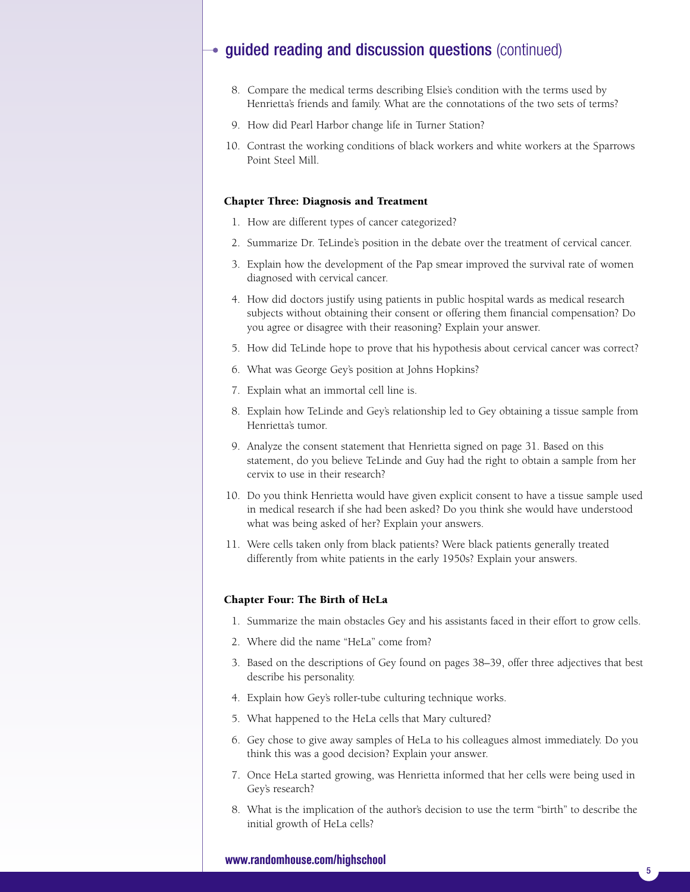## guided reading and discussion questions (continued)

8. Compare the medical terms describing Elsie's condition with the terms used by Henrietta's friends and family. What are the connotations of the two sets of terms?
9. How did Pearl Harbor change life in Turner Station?
10. Contrast the working conditions of black workers and white workers at the Sparrows Point Steel Mill.

### Chapter Three: Diagnosis and Treatment

1. How are different types of cancer categorized?
2. Summarize Dr. TeLinde's position in the debate over the treatment of cervical cancer.
3. Explain how the development of the Pap smear improved the survival rate of women diagnosed with cervical cancer.
4. How did doctors justify using patients in public hospital wards as medical research subjects without obtaining their consent or offering them financial compensation? Do you agree or disagree with their reasoning? Explain your answer.
5. How did TeLinde hope to prove that his hypothesis about cervical cancer was correct?
6. What was George Gey's position at Johns Hopkins?
7. Explain what an immortal cell line is.
8. Explain how TeLinde and Gey's relationship led to Gey obtaining a tissue sample from Henrietta's tumor.
9. Analyze the consent statement that Henrietta signed on page 31. Based on this statement, do you believe TeLinde and Guy had the right to obtain a sample from her cervix to use in their research?
10. Do you think Henrietta would have given explicit consent to have a tissue sample used in medical research if she had been asked? Do you think she would have understood what was being asked of her? Explain your answers.
11. Were cells taken only from black patients? Were black patients generally treated differently from white patients in the early 1950s? Explain your answers.

### Chapter Four: The Birth of HeLa

1. Summarize the main obstacles Gey and his assistants faced in their effort to grow cells.
2. Where did the name "HeLa" come from?
3. Based on the descriptions of Gey found on pages 38–39, offer three adjectives that best describe his personality.
4. Explain how Gey's roller-tube culturing technique works.
5. What happened to the HeLa cells that Mary cultured?
6. Gey chose to give away samples of HeLa to his colleagues almost immediately. Do you think this was a good decision? Explain your answer.
7. Once HeLa started growing, was Henrietta informed that her cells were being used in Gey's research?
8. What is the implication of the author's decision to use the term "birth" to describe the initial growth of HeLa cells?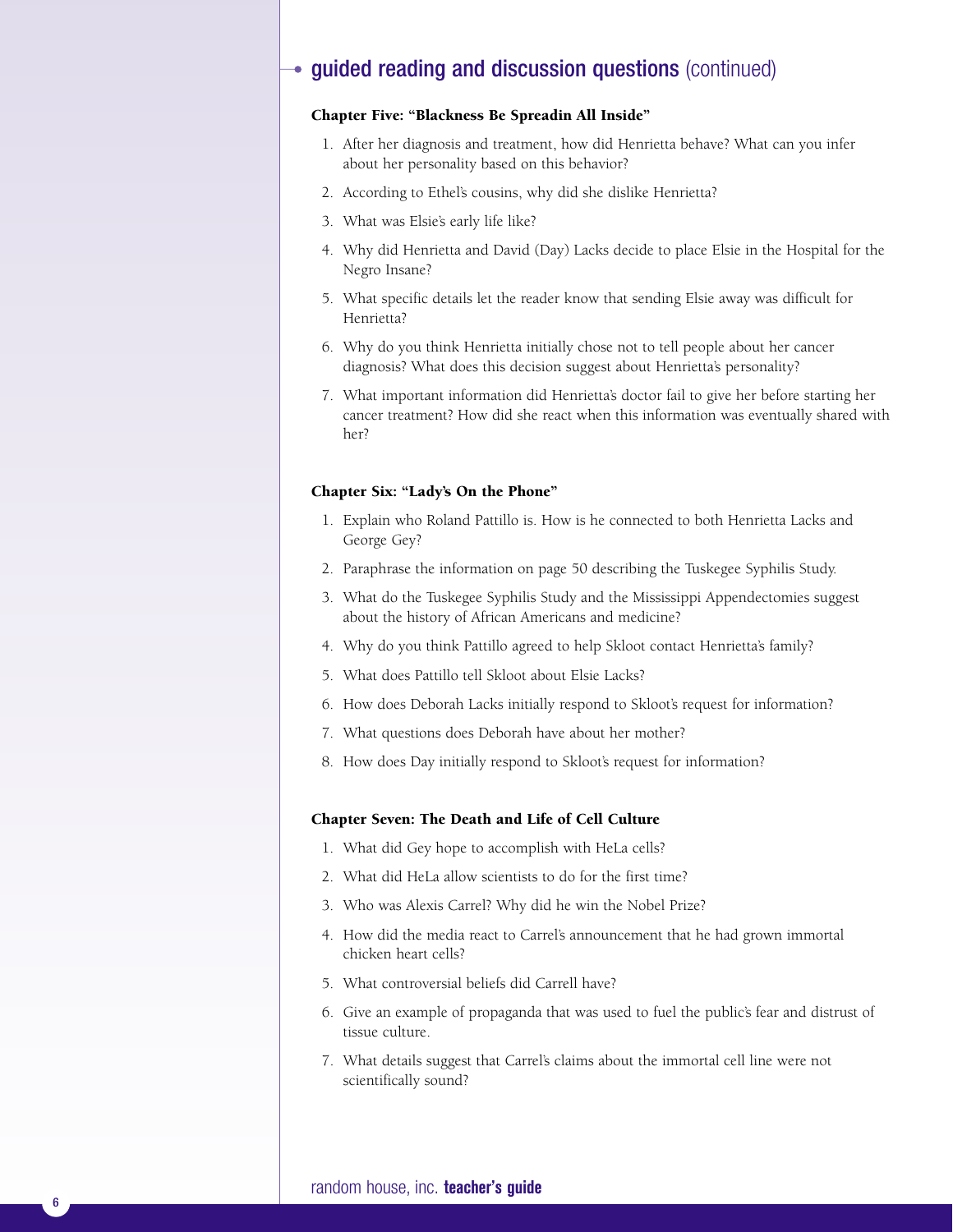## guided reading and discussion questions (continued)

### Chapter Five: "Blackness Be Spreadin All Inside"

1. After her diagnosis and treatment, how did Henrietta behave? What can you infer about her personality based on this behavior?
2. According to Ethel's cousins, why did she dislike Henrietta?
3. What was Elsie's early life like?
4. Why did Henrietta and David (Day) Lacks decide to place Elsie in the Hospital for the Negro Insane?
5. What specific details let the reader know that sending Elsie away was difficult for Henrietta?
6. Why do you think Henrietta initially chose not to tell people about her cancer diagnosis? What does this decision suggest about Henrietta's personality?
7. What important information did Henrietta's doctor fail to give her before starting her cancer treatment? How did she react when this information was eventually shared with her?

### Chapter Six: "Lady's On the Phone"

1. Explain who Roland Pattillo is. How is he connected to both Henrietta Lacks and George Gey?
2. Paraphrase the information on page 50 describing the Tuskegee Syphilis Study.
3. What do the Tuskegee Syphilis Study and the Mississippi Appendectomies suggest about the history of African Americans and medicine?
4. Why do you think Pattillo agreed to help Skloot contact Henrietta's family?
5. What does Pattillo tell Skloot about Elsie Lacks?
6. How does Deborah Lacks initially respond to Skloot's request for information?
7. What questions does Deborah have about her mother?
8. How does Day initially respond to Skloot's request for information?

### Chapter Seven: The Death and Life of Cell Culture

1. What did Gey hope to accomplish with HeLa cells?
2. What did HeLa allow scientists to do for the first time?
3. Who was Alexis Carrel? Why did he win the Nobel Prize?
4. How did the media react to Carrel's announcement that he had grown immortal chicken heart cells?
5. What controversial beliefs did Carrell have?
6. Give an example of propaganda that was used to fuel the public's fear and distrust of tissue culture.
7. What details suggest that Carrel's claims about the immortal cell line were not scientifically sound?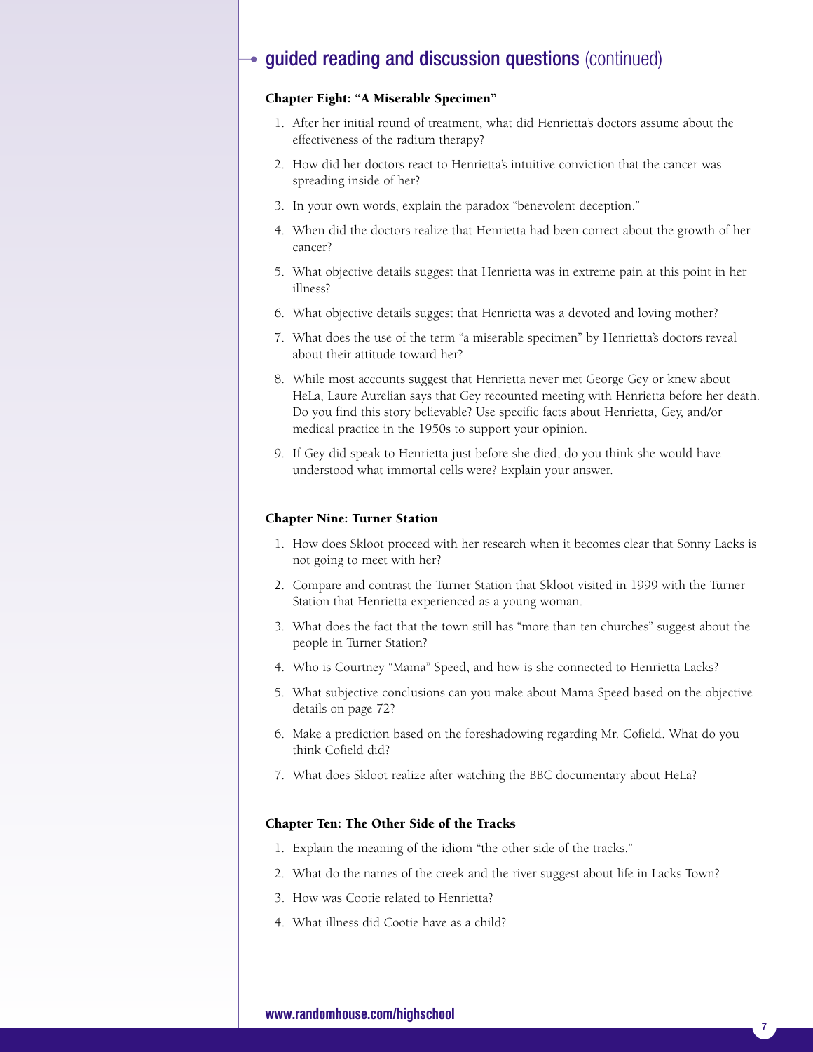## guided reading and discussion questions (continued)

### Chapter Eight: "A Miserable Specimen"

1. After her initial round of treatment, what did Henrietta's doctors assume about the effectiveness of the radium therapy?
2. How did her doctors react to Henrietta's intuitive conviction that the cancer was spreading inside of her?
3. In your own words, explain the paradox "benevolent deception."
4. When did the doctors realize that Henrietta had been correct about the growth of her cancer?
5. What objective details suggest that Henrietta was in extreme pain at this point in her illness?
6. What objective details suggest that Henrietta was a devoted and loving mother?
7. What does the use of the term "a miserable specimen" by Henrietta's doctors reveal about their attitude toward her?
8. While most accounts suggest that Henrietta never met George Gey or knew about HeLa, Laure Aurelian says that Gey recounted meeting with Henrietta before her death. Do you find this story believable? Use specific facts about Henrietta, Gey, and/or medical practice in the 1950s to support your opinion.
9. If Gey did speak to Henrietta just before she died, do you think she would have understood what immortal cells were? Explain your answer.

### Chapter Nine: Turner Station

1. How does Skloot proceed with her research when it becomes clear that Sonny Lacks is not going to meet with her?
2. Compare and contrast the Turner Station that Skloot visited in 1999 with the Turner Station that Henrietta experienced as a young woman.
3. What does the fact that the town still has "more than ten churches" suggest about the people in Turner Station?
4. Who is Courtney "Mama" Speed, and how is she connected to Henrietta Lacks?
5. What subjective conclusions can you make about Mama Speed based on the objective details on page 72?
6. Make a prediction based on the foreshadowing regarding Mr. Cofield. What do you think Cofield did?
7. What does Skloot realize after watching the BBC documentary about HeLa?

### Chapter Ten: The Other Side of the Tracks

1. Explain the meaning of the idiom "the other side of the tracks."
2. What do the names of the creek and the river suggest about life in Lacks Town?
3. How was Cootie related to Henrietta?
4. What illness did Cootie have as a child?

www.randomhouse.com/highschool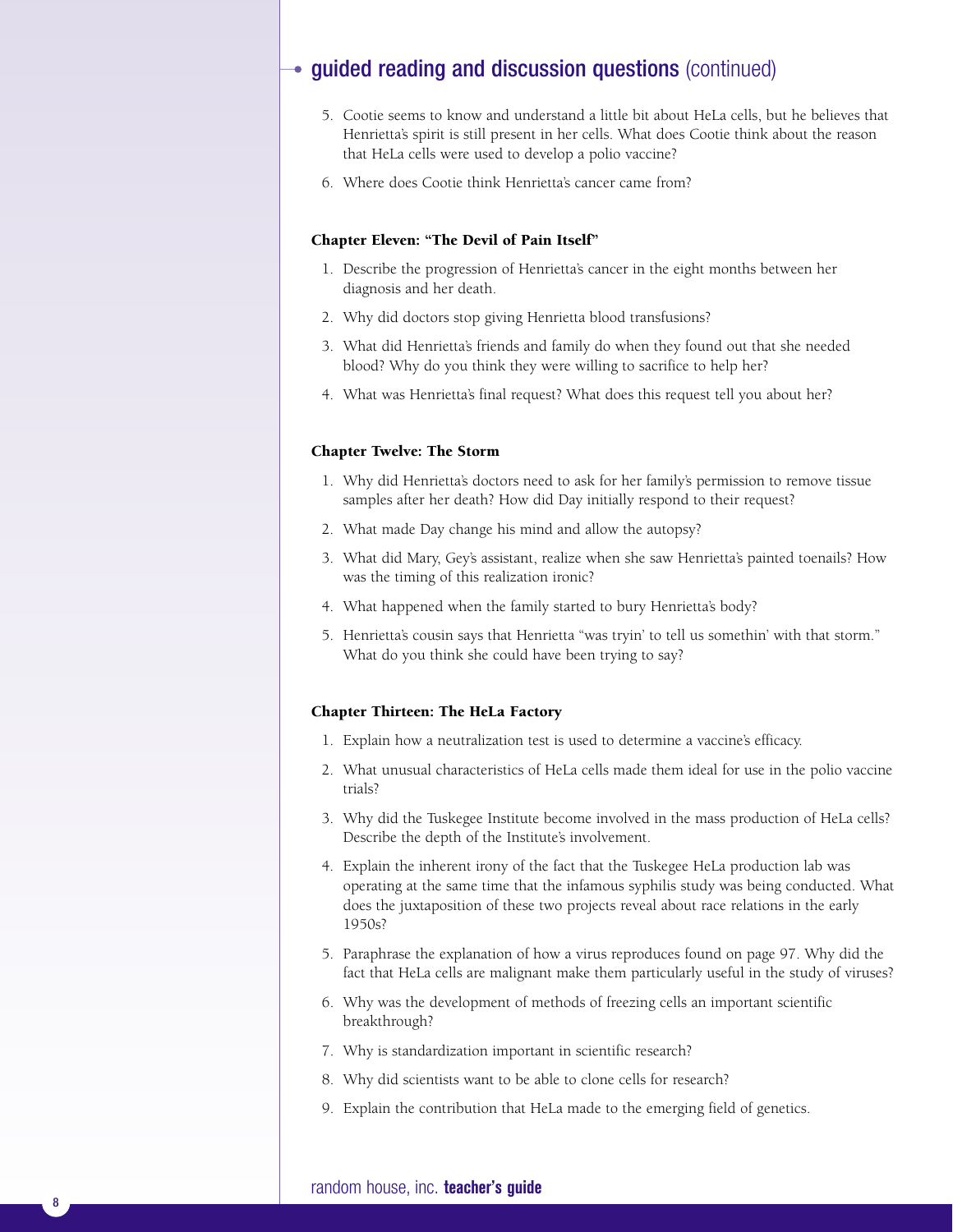## guided reading and discussion questions (continued)

5. Cootie seems to know and understand a little bit about HeLa cells, but he believes that Henrietta's spirit is still present in her cells. What does Cootie think about the reason that HeLa cells were used to develop a polio vaccine?
6. Where does Cootie think Henrietta's cancer came from?

### Chapter Eleven: "The Devil of Pain Itself"

1. Describe the progression of Henrietta's cancer in the eight months between her diagnosis and her death.
2. Why did doctors stop giving Henrietta blood transfusions?
3. What did Henrietta's friends and family do when they found out that she needed blood? Why do you think they were willing to sacrifice to help her?
4. What was Henrietta's final request? What does this request tell you about her?

### Chapter Twelve: The Storm

1. Why did Henrietta's doctors need to ask for her family's permission to remove tissue samples after her death? How did Day initially respond to their request?
2. What made Day change his mind and allow the autopsy?
3. What did Mary, Gey's assistant, realize when she saw Henrietta's painted toenails? How was the timing of this realization ironic?
4. What happened when the family started to bury Henrietta's body?
5. Henrietta's cousin says that Henrietta "was tryin' to tell us somethin' with that storm." What do you think she could have been trying to say?

### Chapter Thirteen: The HeLa Factory

1. Explain how a neutralization test is used to determine a vaccine's efficacy.
2. What unusual characteristics of HeLa cells made them ideal for use in the polio vaccine trials?
3. Why did the Tuskegee Institute become involved in the mass production of HeLa cells? Describe the depth of the Institute's involvement.
4. Explain the inherent irony of the fact that the Tuskegee HeLa production lab was operating at the same time that the infamous syphilis study was being conducted. What does the juxtaposition of these two projects reveal about race relations in the early 1950s?
5. Paraphrase the explanation of how a virus reproduces found on page 97. Why did the fact that HeLa cells are malignant make them particularly useful in the study of viruses?
6. Why was the development of methods of freezing cells an important scientific breakthrough?
7. Why is standardization important in scientific research?
8. Why did scientists want to be able to clone cells for research?
9. Explain the contribution that HeLa made to the emerging field of genetics.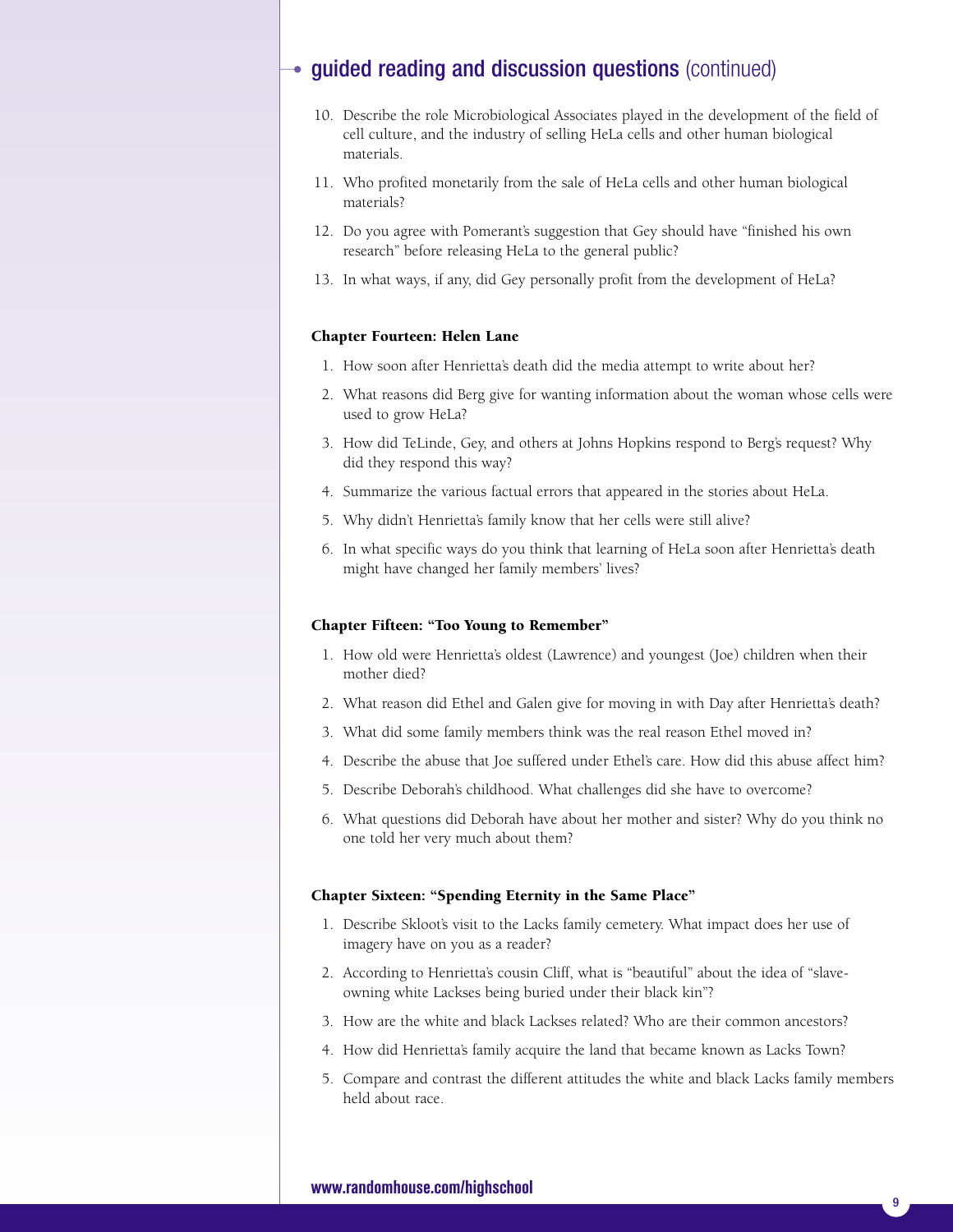## guided reading and discussion questions (continued)

10. Describe the role Microbiological Associates played in the development of the field of cell culture, and the industry of selling HeLa cells and other human biological materials.
11. Who profited monetarily from the sale of HeLa cells and other human biological materials?
12. Do you agree with Pomerant's suggestion that Gey should have "finished his own research" before releasing HeLa to the general public?
13. In what ways, if any, did Gey personally profit from the development of HeLa?

### Chapter Fourteen: Helen Lane

1. How soon after Henrietta's death did the media attempt to write about her?
2. What reasons did Berg give for wanting information about the woman whose cells were used to grow HeLa?
3. How did TeLinde, Gey, and others at Johns Hopkins respond to Berg's request? Why did they respond this way?
4. Summarize the various factual errors that appeared in the stories about HeLa.
5. Why didn't Henrietta's family know that her cells were still alive?
6. In what specific ways do you think that learning of HeLa soon after Henrietta's death might have changed her family members' lives?

### Chapter Fifteen: "Too Young to Remember"

1. How old were Henrietta's oldest (Lawrence) and youngest (Joe) children when their mother died?
2. What reason did Ethel and Galen give for moving in with Day after Henrietta's death?
3. What did some family members think was the real reason Ethel moved in?
4. Describe the abuse that Joe suffered under Ethel's care. How did this abuse affect him?
5. Describe Deborah's childhood. What challenges did she have to overcome?
6. What questions did Deborah have about her mother and sister? Why do you think no one told her very much about them?

### Chapter Sixteen: "Spending Eternity in the Same Place"

1. Describe Skloot's visit to the Lacks family cemetery. What impact does her use of imagery have on you as a reader?
2. According to Henrietta's cousin Cliff, what is "beautiful" about the idea of "slave-owning white Lackses being buried under their black kin"?
3. How are the white and black Lackses related? Who are their common ancestors?
4. How did Henrietta's family acquire the land that became known as Lacks Town?
5. Compare and contrast the different attitudes the white and black Lacks family members held about race.

www.randomhouse.com/highschool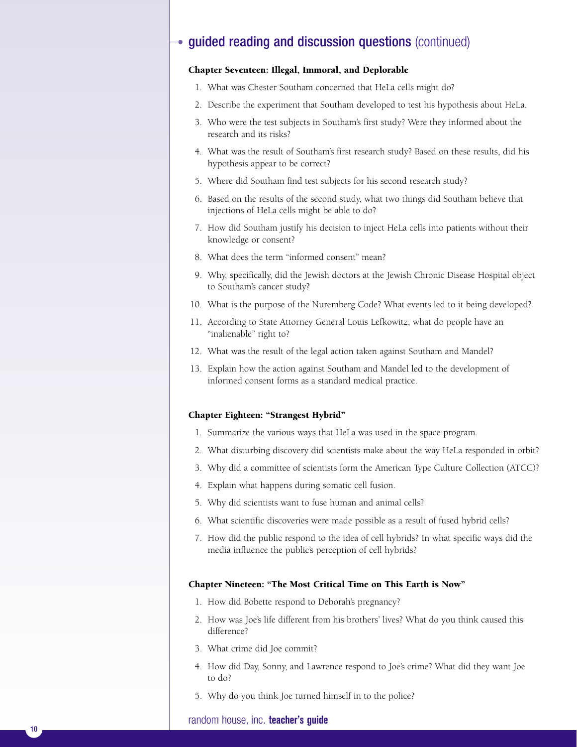## guided reading and discussion questions (continued)

### Chapter Seventeen: Illegal, Immoral, and Deplorable

1. What was Chester Southam concerned that HeLa cells might do?
2. Describe the experiment that Southam developed to test his hypothesis about HeLa.
3. Who were the test subjects in Southam's first study? Were they informed about the research and its risks?
4. What was the result of Southam's first research study? Based on these results, did his hypothesis appear to be correct?
5. Where did Southam find test subjects for his second research study?
6. Based on the results of the second study, what two things did Southam believe that injections of HeLa cells might be able to do?
7. How did Southam justify his decision to inject HeLa cells into patients without their knowledge or consent?
8. What does the term "informed consent" mean?
9. Why, specifically, did the Jewish doctors at the Jewish Chronic Disease Hospital object to Southam's cancer study?
10. What is the purpose of the Nuremberg Code? What events led to it being developed?
11. According to State Attorney General Louis Lefkowitz, what do people have an "inalienable" right to?
12. What was the result of the legal action taken against Southam and Mandel?
13. Explain how the action against Southam and Mandel led to the development of informed consent forms as a standard medical practice.

### Chapter Eighteen: "Strangest Hybrid"

1. Summarize the various ways that HeLa was used in the space program.
2. What disturbing discovery did scientists make about the way HeLa responded in orbit?
3. Why did a committee of scientists form the American Type Culture Collection (ATCC)?
4. Explain what happens during somatic cell fusion.
5. Why did scientists want to fuse human and animal cells?
6. What scientific discoveries were made possible as a result of fused hybrid cells?
7. How did the public respond to the idea of cell hybrids? In what specific ways did the media influence the public's perception of cell hybrids?

### Chapter Nineteen: "The Most Critical Time on This Earth is Now"

1. How did Bobette respond to Deborah's pregnancy?
2. How was Joe's life different from his brothers' lives? What do you think caused this difference?
3. What crime did Joe commit?
4. How did Day, Sonny, and Lawrence respond to Joe's crime? What did they want Joe to do?
5. Why do you think Joe turned himself in to the police?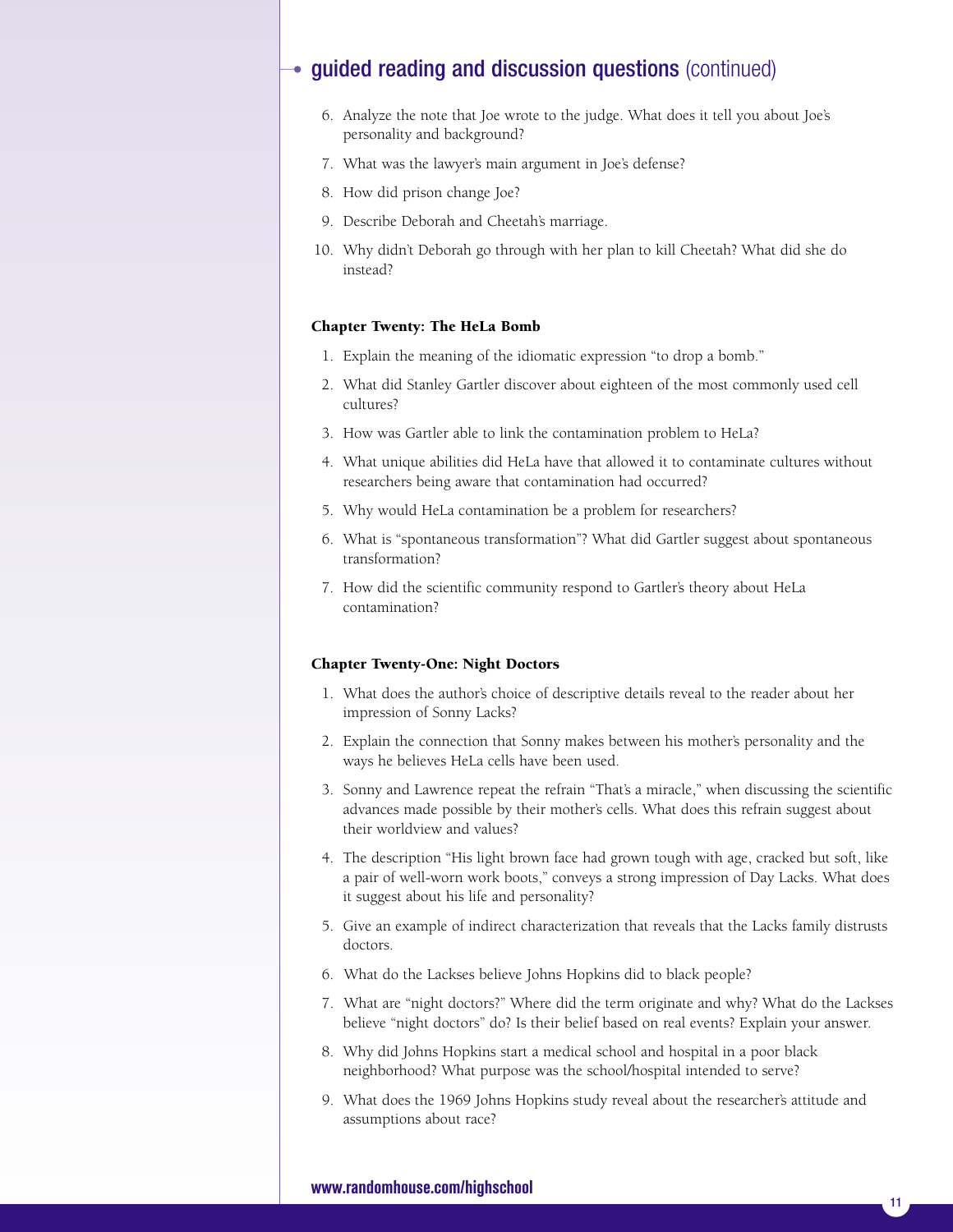## guided reading and discussion questions (continued)

6. Analyze the note that Joe wrote to the judge. What does it tell you about Joe's personality and background?
7. What was the lawyer's main argument in Joe's defense?
8. How did prison change Joe?
9. Describe Deborah and Cheetah's marriage.
10. Why didn't Deborah go through with her plan to kill Cheetah? What did she do instead?

**Chapter Twenty: The HeLa Bomb**

1. Explain the meaning of the idiomatic expression "to drop a bomb."
2. What did Stanley Gartler discover about eighteen of the most commonly used cell cultures?
3. How was Gartler able to link the contamination problem to HeLa?
4. What unique abilities did HeLa have that allowed it to contaminate cultures without researchers being aware that contamination had occurred?
5. Why would HeLa contamination be a problem for researchers?
6. What is "spontaneous transformation"? What did Gartler suggest about spontaneous transformation?
7. How did the scientific community respond to Gartler's theory about HeLa contamination?

**Chapter Twenty-One: Night Doctors**

1. What does the author's choice of descriptive details reveal to the reader about her impression of Sonny Lacks?
2. Explain the connection that Sonny makes between his mother's personality and the ways he believes HeLa cells have been used.
3. Sonny and Lawrence repeat the refrain "That's a miracle," when discussing the scientific advances made possible by their mother's cells. What does this refrain suggest about their worldview and values?
4. The description "His light brown face had grown tough with age, cracked but soft, like a pair of well-worn work boots," conveys a strong impression of Day Lacks. What does it suggest about his life and personality?
5. Give an example of indirect characterization that reveals that the Lacks family distrusts doctors.
6. What do the Lackses believe Johns Hopkins did to black people?
7. What are "night doctors?" Where did the term originate and why? What do the Lackses believe "night doctors" do? Is their belief based on real events? Explain your answer.
8. Why did Johns Hopkins start a medical school and hospital in a poor black neighborhood? What purpose was the school/hospital intended to serve?
9. What does the 1969 Johns Hopkins study reveal about the researcher's attitude and assumptions about race?

www.randomhouse.com/highschool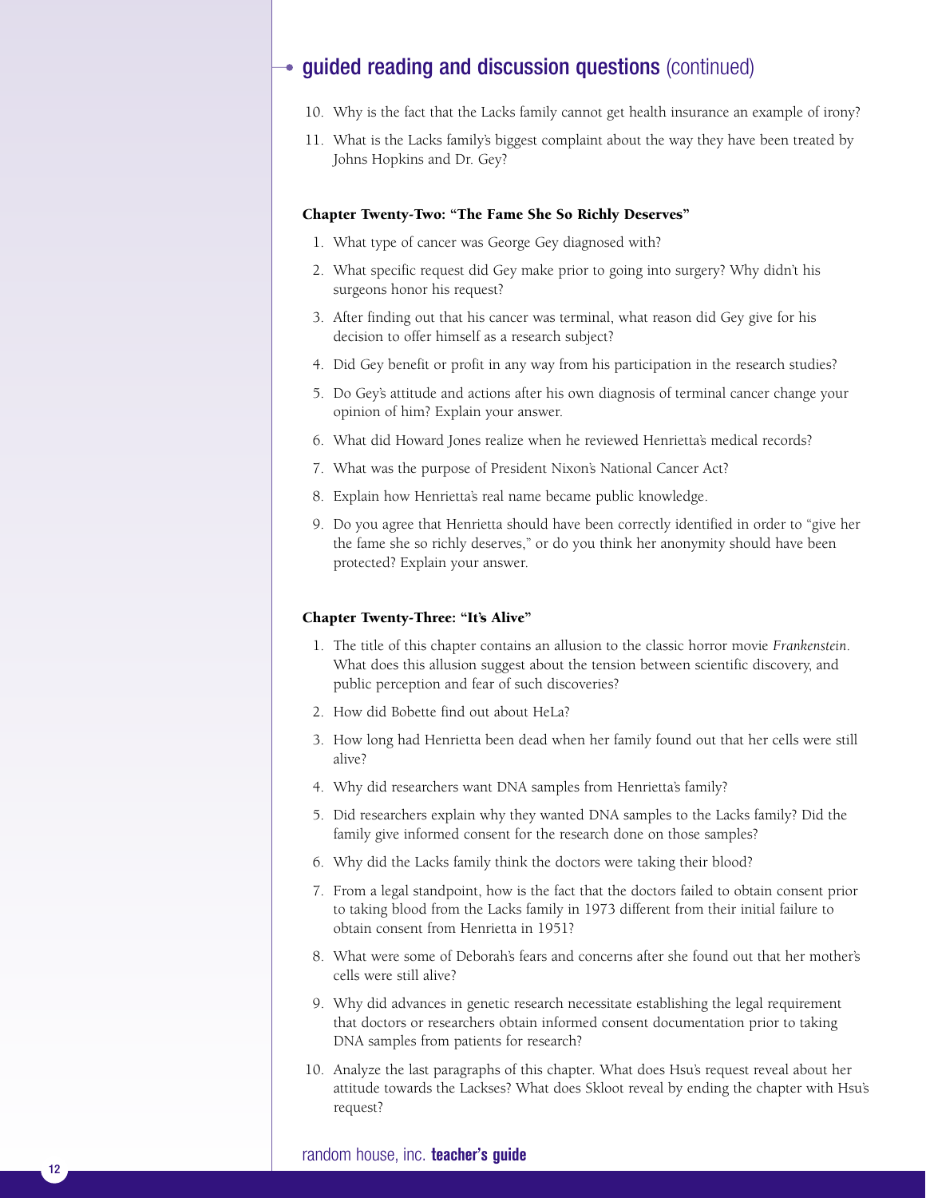## guided reading and discussion questions (continued)

10. Why is the fact that the Lacks family cannot get health insurance an example of irony?
11. What is the Lacks family's biggest complaint about the way they have been treated by Johns Hopkins and Dr. Gey?

### Chapter Twenty-Two: "The Fame She So Richly Deserves"

1. What type of cancer was George Gey diagnosed with?
2. What specific request did Gey make prior to going into surgery? Why didn't his surgeons honor his request?
3. After finding out that his cancer was terminal, what reason did Gey give for his decision to offer himself as a research subject?
4. Did Gey benefit or profit in any way from his participation in the research studies?
5. Do Gey's attitude and actions after his own diagnosis of terminal cancer change your opinion of him? Explain your answer.
6. What did Howard Jones realize when he reviewed Henrietta's medical records?
7. What was the purpose of President Nixon's National Cancer Act?
8. Explain how Henrietta's real name became public knowledge.
9. Do you agree that Henrietta should have been correctly identified in order to "give her the fame she so richly deserves," or do you think her anonymity should have been protected? Explain your answer.

### Chapter Twenty-Three: "It's Alive"

1. The title of this chapter contains an allusion to the classic horror movie *Frankenstein*. What does this allusion suggest about the tension between scientific discovery, and public perception and fear of such discoveries?
2. How did Bobette find out about HeLa?
3. How long had Henrietta been dead when her family found out that her cells were still alive?
4. Why did researchers want DNA samples from Henrietta's family?
5. Did researchers explain why they wanted DNA samples to the Lacks family? Did the family give informed consent for the research done on those samples?
6. Why did the Lacks family think the doctors were taking their blood?
7. From a legal standpoint, how is the fact that the doctors failed to obtain consent prior to taking blood from the Lacks family in 1973 different from their initial failure to obtain consent from Henrietta in 1951?
8. What were some of Deborah's fears and concerns after she found out that her mother's cells were still alive?
9. Why did advances in genetic research necessitate establishing the legal requirement that doctors or researchers obtain informed consent documentation prior to taking DNA samples from patients for research?
10. Analyze the last paragraphs of this chapter. What does Hsu's request reveal about her attitude towards the Lackses? What does Skloot reveal by ending the chapter with Hsu's request?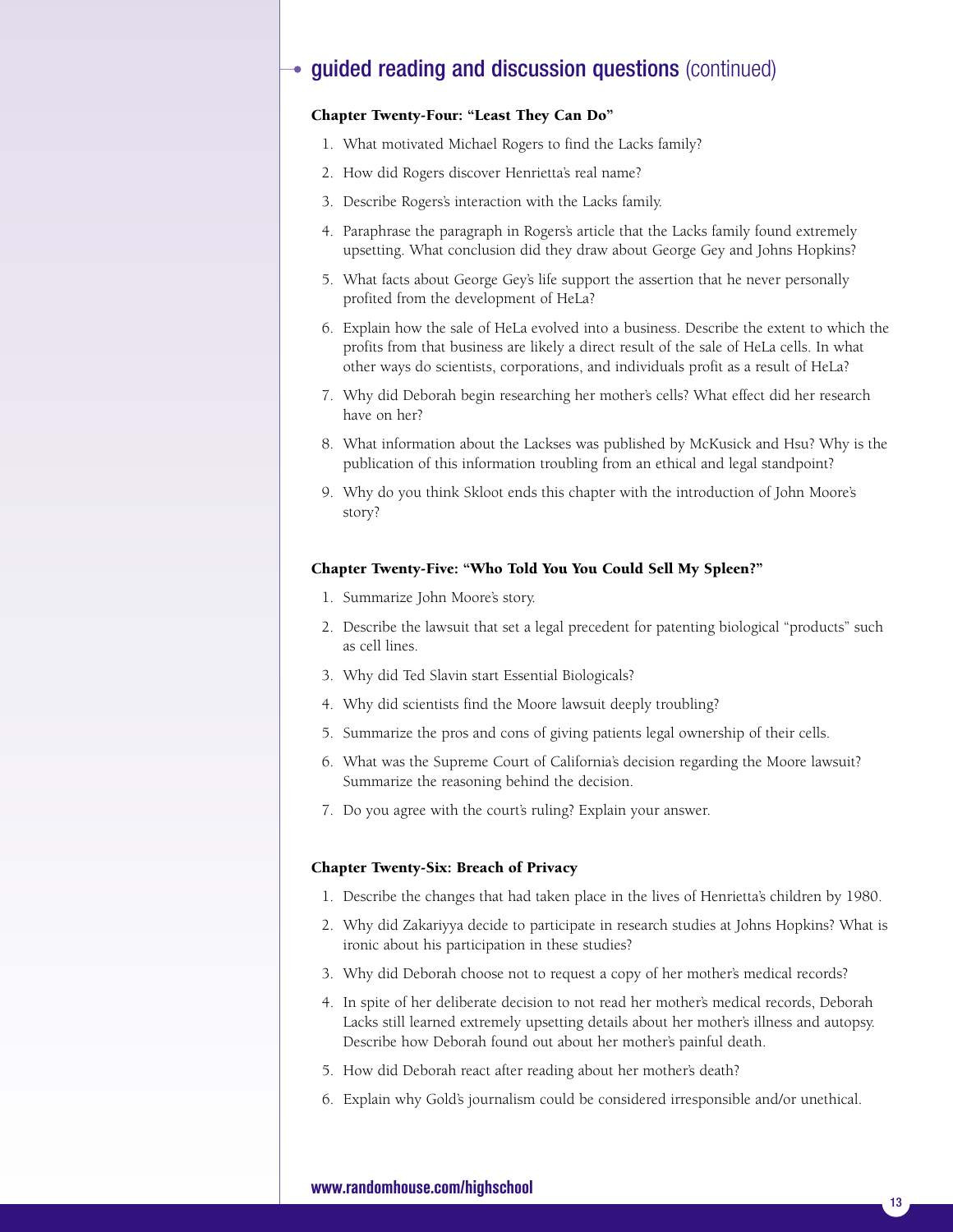## guided reading and discussion questions (continued)

### Chapter Twenty-Four: "Least They Can Do"

1. What motivated Michael Rogers to find the Lacks family?
2. How did Rogers discover Henrietta's real name?
3. Describe Rogers's interaction with the Lacks family.
4. Paraphrase the paragraph in Rogers's article that the Lacks family found extremely upsetting. What conclusion did they draw about George Gey and Johns Hopkins?
5. What facts about George Gey's life support the assertion that he never personally profited from the development of HeLa?
6. Explain how the sale of HeLa evolved into a business. Describe the extent to which the profits from that business are likely a direct result of the sale of HeLa cells. In what other ways do scientists, corporations, and individuals profit as a result of HeLa?
7. Why did Deborah begin researching her mother's cells? What effect did her research have on her?
8. What information about the Lackses was published by McKusick and Hsu? Why is the publication of this information troubling from an ethical and legal standpoint?
9. Why do you think Skloot ends this chapter with the introduction of John Moore's story?

### Chapter Twenty-Five: "Who Told You You Could Sell My Spleen?"

1. Summarize John Moore's story.
2. Describe the lawsuit that set a legal precedent for patenting biological "products" such as cell lines.
3. Why did Ted Slavin start Essential Biologicals?
4. Why did scientists find the Moore lawsuit deeply troubling?
5. Summarize the pros and cons of giving patients legal ownership of their cells.
6. What was the Supreme Court of California's decision regarding the Moore lawsuit? Summarize the reasoning behind the decision.
7. Do you agree with the court's ruling? Explain your answer.

### Chapter Twenty-Six: Breach of Privacy

1. Describe the changes that had taken place in the lives of Henrietta's children by 1980.
2. Why did Zakariyya decide to participate in research studies at Johns Hopkins? What is ironic about his participation in these studies?
3. Why did Deborah choose not to request a copy of her mother's medical records?
4. In spite of her deliberate decision to not read her mother's medical records, Deborah Lacks still learned extremely upsetting details about her mother's illness and autopsy. Describe how Deborah found out about her mother's painful death.
5. How did Deborah react after reading about her mother's death?
6. Explain why Gold's journalism could be considered irresponsible and/or unethical.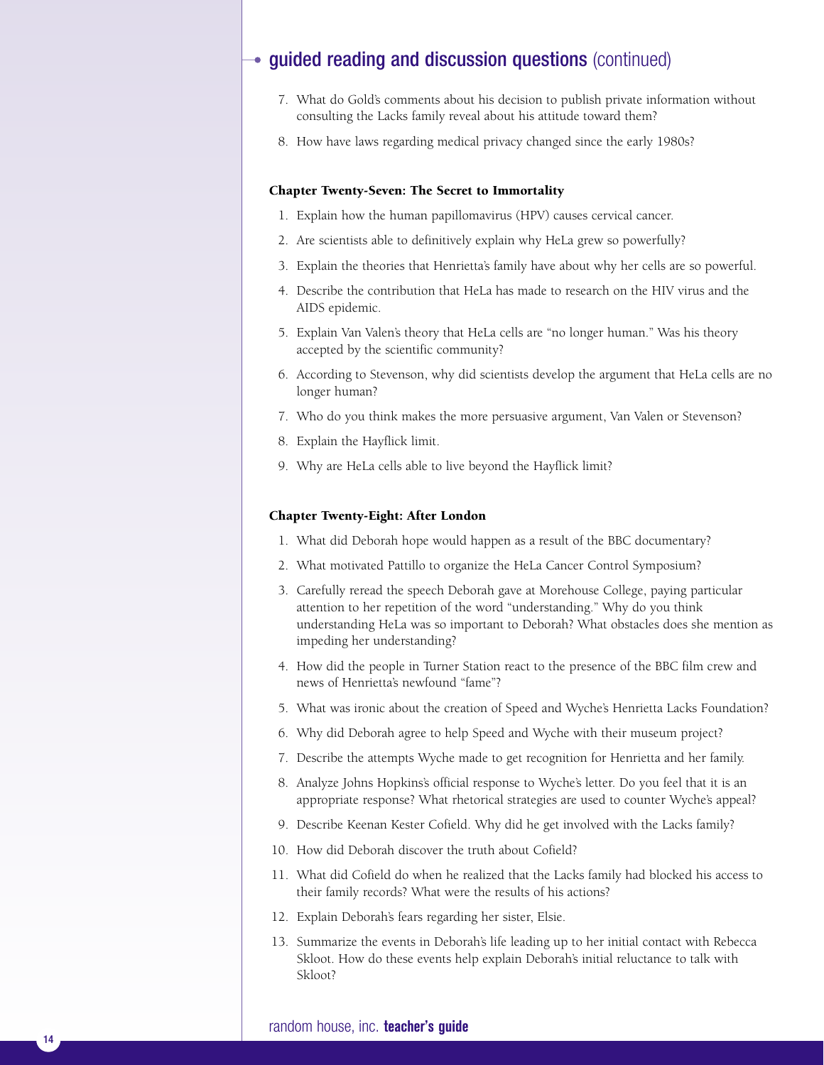## guided reading and discussion questions (continued)

7. What do Gold's comments about his decision to publish private information without consulting the Lacks family reveal about his attitude toward them?
8. How have laws regarding medical privacy changed since the early 1980s?

### Chapter Twenty-Seven: The Secret to Immortality

1. Explain how the human papillomavirus (HPV) causes cervical cancer.
2. Are scientists able to definitively explain why HeLa grew so powerfully?
3. Explain the theories that Henrietta's family have about why her cells are so powerful.
4. Describe the contribution that HeLa has made to research on the HIV virus and the AIDS epidemic.
5. Explain Van Valen's theory that HeLa cells are "no longer human." Was his theory accepted by the scientific community?
6. According to Stevenson, why did scientists develop the argument that HeLa cells are no longer human?
7. Who do you think makes the more persuasive argument, Van Valen or Stevenson?
8. Explain the Hayflick limit.
9. Why are HeLa cells able to live beyond the Hayflick limit?

### Chapter Twenty-Eight: After London

1. What did Deborah hope would happen as a result of the BBC documentary?
2. What motivated Pattillo to organize the HeLa Cancer Control Symposium?
3. Carefully reread the speech Deborah gave at Morehouse College, paying particular attention to her repetition of the word "understanding." Why do you think understanding HeLa was so important to Deborah? What obstacles does she mention as impeding her understanding?
4. How did the people in Turner Station react to the presence of the BBC film crew and news of Henrietta's newfound "fame"?
5. What was ironic about the creation of Speed and Wyche's Henrietta Lacks Foundation?
6. Why did Deborah agree to help Speed and Wyche with their museum project?
7. Describe the attempts Wyche made to get recognition for Henrietta and her family.
8. Analyze Johns Hopkins's official response to Wyche's letter. Do you feel that it is an appropriate response? What rhetorical strategies are used to counter Wyche's appeal?
9. Describe Keenan Kester Cofield. Why did he get involved with the Lacks family?
10. How did Deborah discover the truth about Cofield?
11. What did Cofield do when he realized that the Lacks family had blocked his access to their family records? What were the results of his actions?
12. Explain Deborah's fears regarding her sister, Elsie.
13. Summarize the events in Deborah's life leading up to her initial contact with Rebecca Skloot. How do these events help explain Deborah's initial reluctance to talk with Skloot?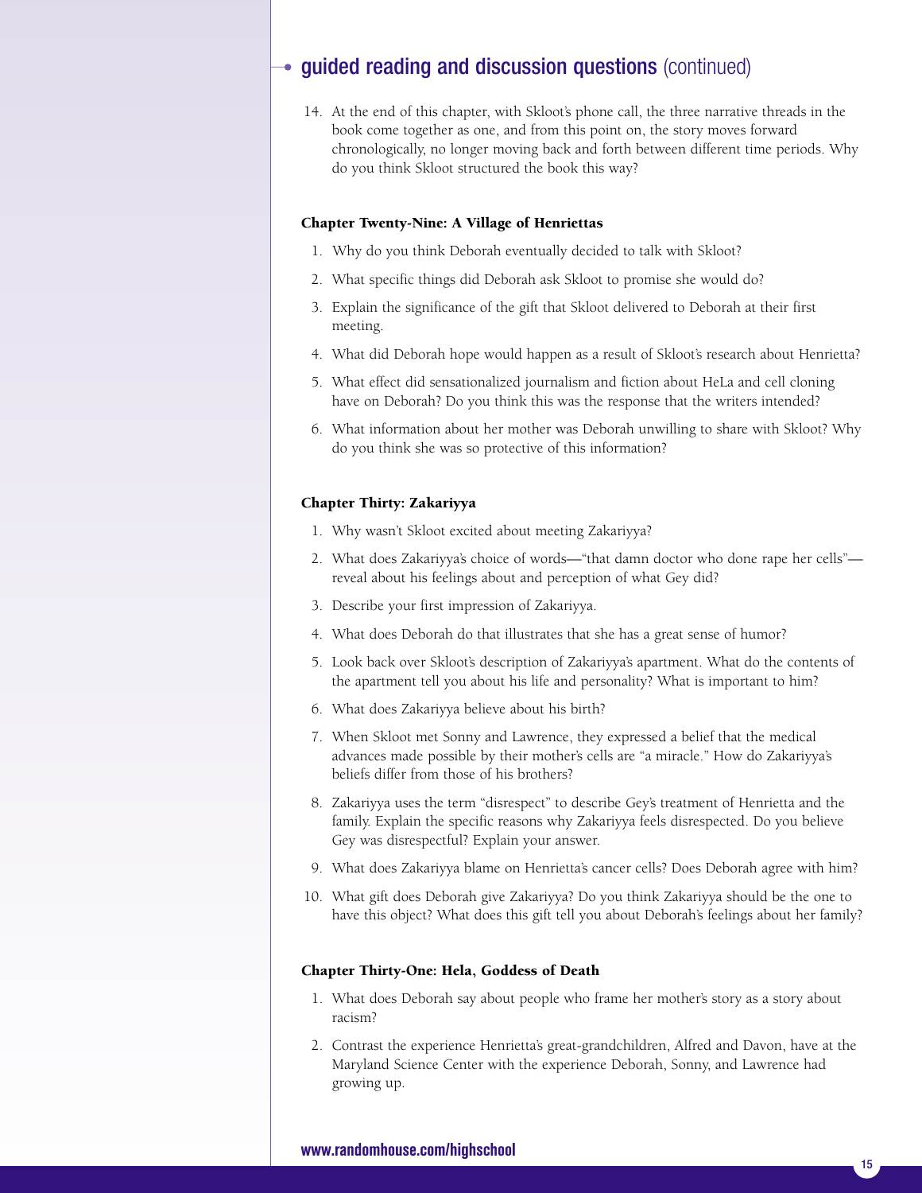## guided reading and discussion questions (continued)

14. At the end of this chapter, with Skloot's phone call, the three narrative threads in the book come together as one, and from this point on, the story moves forward chronologically, no longer moving back and forth between different time periods. Why do you think Skloot structured the book this way?

### Chapter Twenty-Nine: A Village of Henriettas

1. Why do you think Deborah eventually decided to talk with Skloot?
2. What specific things did Deborah ask Skloot to promise she would do?
3. Explain the significance of the gift that Skloot delivered to Deborah at their first meeting.
4. What did Deborah hope would happen as a result of Skloot's research about Henrietta?
5. What effect did sensationalized journalism and fiction about HeLa and cell cloning have on Deborah? Do you think this was the response that the writers intended?
6. What information about her mother was Deborah unwilling to share with Skloot? Why do you think she was so protective of this information?

### Chapter Thirty: Zakariyya

1. Why wasn't Skloot excited about meeting Zakariyya?
2. What does Zakariyya's choice of words—"that damn doctor who done rape her cells"—reveal about his feelings about and perception of what Gey did?
3. Describe your first impression of Zakariyya.
4. What does Deborah do that illustrates that she has a great sense of humor?
5. Look back over Skloot's description of Zakariyya's apartment. What do the contents of the apartment tell you about his life and personality? What is important to him?
6. What does Zakariyya believe about his birth?
7. When Skloot met Sonny and Lawrence, they expressed a belief that the medical advances made possible by their mother's cells are "a miracle." How do Zakariyya's beliefs differ from those of his brothers?
8. Zakariyya uses the term "disrespect" to describe Gey's treatment of Henrietta and the family. Explain the specific reasons why Zakariyya feels disrespected. Do you believe Gey was disrespectful? Explain your answer.
9. What does Zakariyya blame on Henrietta's cancer cells? Does Deborah agree with him?
10. What gift does Deborah give Zakariyya? Do you think Zakariyya should be the one to have this object? What does this gift tell you about Deborah's feelings about her family?

### Chapter Thirty-One: Hela, Goddess of Death

1. What does Deborah say about people who frame her mother's story as a story about racism?
2. Contrast the experience Henrietta's great-grandchildren, Alfred and Davon, have at the Maryland Science Center with the experience Deborah, Sonny, and Lawrence had growing up.

www.randomhouse.com/highschool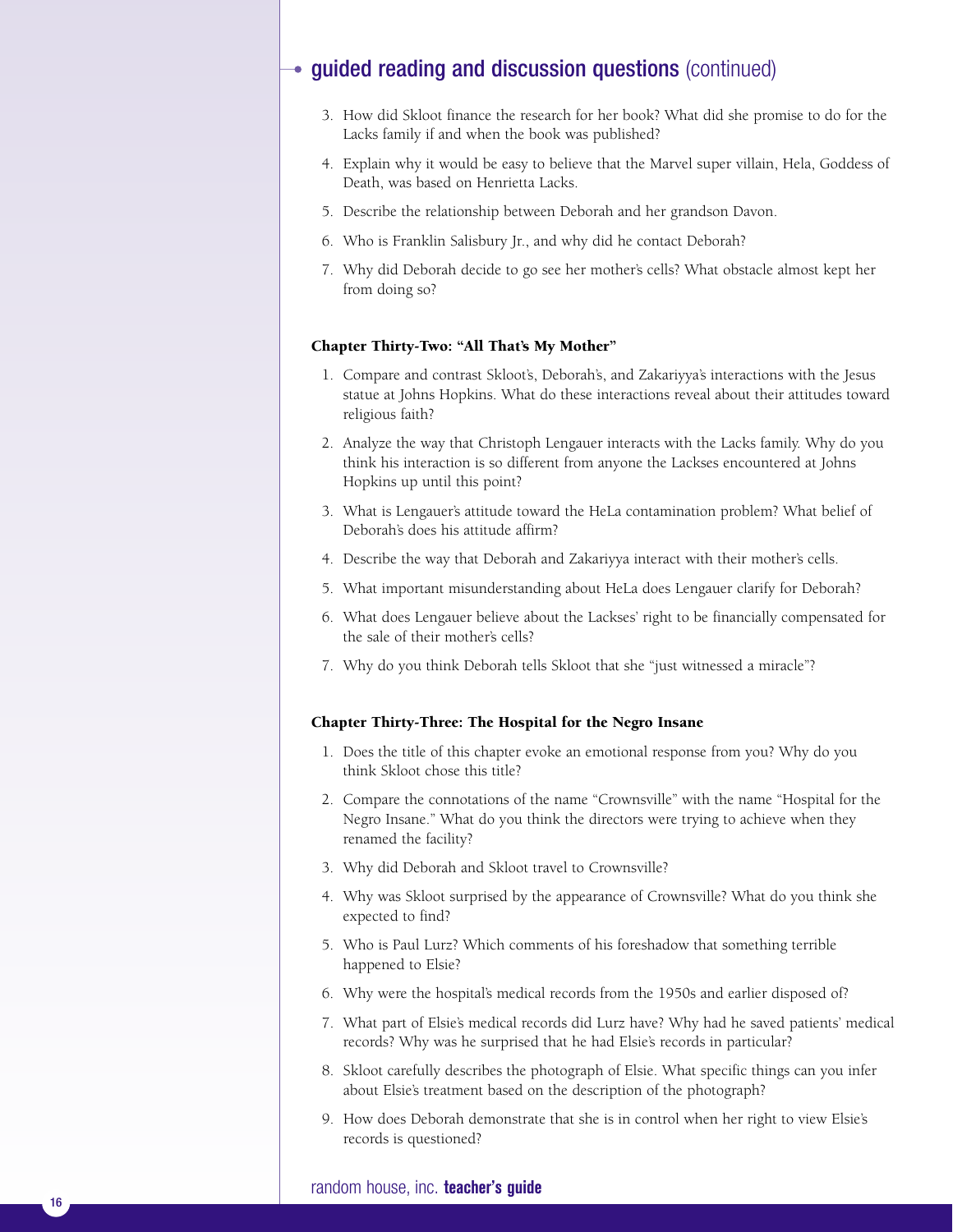## guided reading and discussion questions (continued)

3. How did Skloot finance the research for her book? What did she promise to do for the Lacks family if and when the book was published?
4. Explain why it would be easy to believe that the Marvel super villain, Hela, Goddess of Death, was based on Henrietta Lacks.
5. Describe the relationship between Deborah and her grandson Davon.
6. Who is Franklin Salisbury Jr., and why did he contact Deborah?
7. Why did Deborah decide to go see her mother's cells? What obstacle almost kept her from doing so?

### Chapter Thirty-Two: "All That's My Mother"

1. Compare and contrast Skloot's, Deborah's, and Zakariyya's interactions with the Jesus statue at Johns Hopkins. What do these interactions reveal about their attitudes toward religious faith?
2. Analyze the way that Christoph Lengauer interacts with the Lacks family. Why do you think his interaction is so different from anyone the Lackses encountered at Johns Hopkins up until this point?
3. What is Lengauer's attitude toward the HeLa contamination problem? What belief of Deborah's does his attitude affirm?
4. Describe the way that Deborah and Zakariyya interact with their mother's cells.
5. What important misunderstanding about HeLa does Lengauer clarify for Deborah?
6. What does Lengauer believe about the Lackses' right to be financially compensated for the sale of their mother's cells?
7. Why do you think Deborah tells Skloot that she "just witnessed a miracle"?

### Chapter Thirty-Three: The Hospital for the Negro Insane

1. Does the title of this chapter evoke an emotional response from you? Why do you think Skloot chose this title?
2. Compare the connotations of the name "Crownsville" with the name "Hospital for the Negro Insane." What do you think the directors were trying to achieve when they renamed the facility?
3. Why did Deborah and Skloot travel to Crownsville?
4. Why was Skloot surprised by the appearance of Crownsville? What do you think she expected to find?
5. Who is Paul Lurz? Which comments of his foreshadow that something terrible happened to Elsie?
6. Why were the hospital's medical records from the 1950s and earlier disposed of?
7. What part of Elsie's medical records did Lurz have? Why had he saved patients' medical records? Why was he surprised that he had Elsie's records in particular?
8. Skloot carefully describes the photograph of Elsie. What specific things can you infer about Elsie's treatment based on the description of the photograph?
9. How does Deborah demonstrate that she is in control when her right to view Elsie's records is questioned?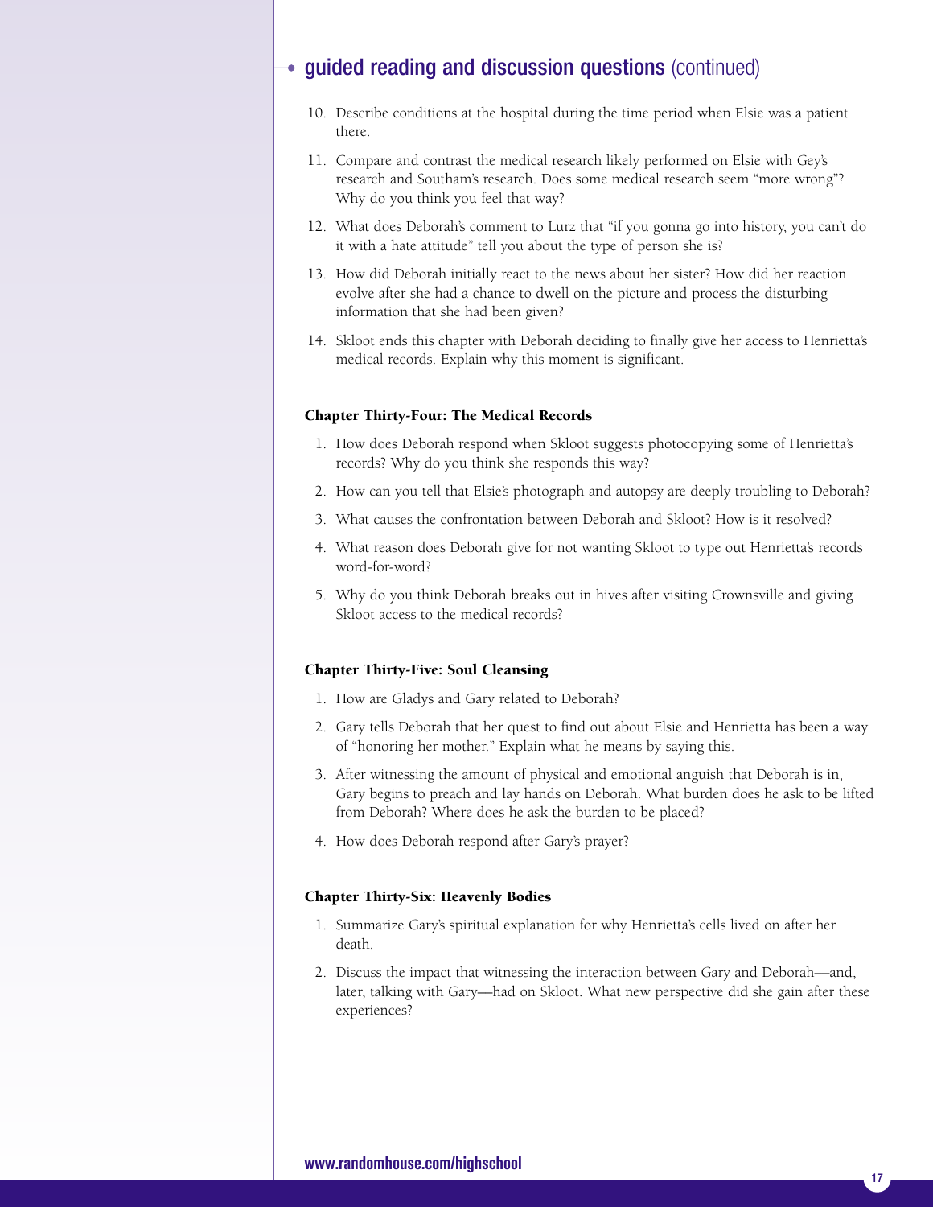## guided reading and discussion questions (continued)

10. Describe conditions at the hospital during the time period when Elsie was a patient there.
11. Compare and contrast the medical research likely performed on Elsie with Gey's research and Southam's research. Does some medical research seem "more wrong"? Why do you think you feel that way?
12. What does Deborah's comment to Lurz that "if you gonna go into history, you can't do it with a hate attitude" tell you about the type of person she is?
13. How did Deborah initially react to the news about her sister? How did her reaction evolve after she had a chance to dwell on the picture and process the disturbing information that she had been given?
14. Skloot ends this chapter with Deborah deciding to finally give her access to Henrietta's medical records. Explain why this moment is significant.

### Chapter Thirty-Four: The Medical Records

1. How does Deborah respond when Skloot suggests photocopying some of Henrietta's records? Why do you think she responds this way?
2. How can you tell that Elsie's photograph and autopsy are deeply troubling to Deborah?
3. What causes the confrontation between Deborah and Skloot? How is it resolved?
4. What reason does Deborah give for not wanting Skloot to type out Henrietta's records word-for-word?
5. Why do you think Deborah breaks out in hives after visiting Crownsville and giving Skloot access to the medical records?

### Chapter Thirty-Five: Soul Cleansing

1. How are Gladys and Gary related to Deborah?
2. Gary tells Deborah that her quest to find out about Elsie and Henrietta has been a way of "honoring her mother." Explain what he means by saying this.
3. After witnessing the amount of physical and emotional anguish that Deborah is in, Gary begins to preach and lay hands on Deborah. What burden does he ask to be lifted from Deborah? Where does he ask the burden to be placed?
4. How does Deborah respond after Gary's prayer?

### Chapter Thirty-Six: Heavenly Bodies

1. Summarize Gary's spiritual explanation for why Henrietta's cells lived on after her death.
2. Discuss the impact that witnessing the interaction between Gary and Deborah—and, later, talking with Gary—had on Skloot. What new perspective did she gain after these experiences?

www.randomhouse.com/highschool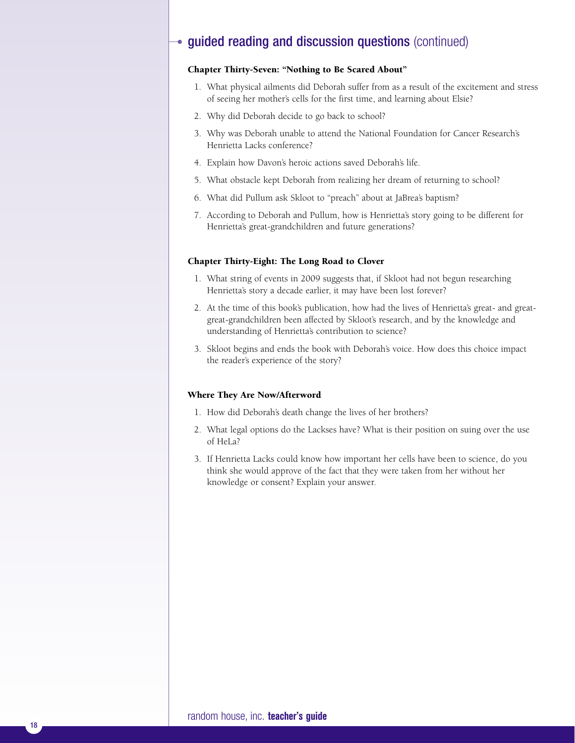## guided reading and discussion questions (continued)

### Chapter Thirty-Seven: "Nothing to Be Scared About"

1. What physical ailments did Deborah suffer from as a result of the excitement and stress of seeing her mother's cells for the first time, and learning about Elsie?
2. Why did Deborah decide to go back to school?
3. Why was Deborah unable to attend the National Foundation for Cancer Research's Henrietta Lacks conference?
4. Explain how Davon's heroic actions saved Deborah's life.
5. What obstacle kept Deborah from realizing her dream of returning to school?
6. What did Pullum ask Skloot to "preach" about at JaBrea's baptism?
7. According to Deborah and Pullum, how is Henrietta's story going to be different for Henrietta's great-grandchildren and future generations?

### Chapter Thirty-Eight: The Long Road to Clover

1. What string of events in 2009 suggests that, if Skloot had not begun researching Henrietta's story a decade earlier, it may have been lost forever?
2. At the time of this book's publication, how had the lives of Henrietta's great- and great-great-grandchildren been affected by Skloot's research, and by the knowledge and understanding of Henrietta's contribution to science?
3. Skloot begins and ends the book with Deborah's voice. How does this choice impact the reader's experience of the story?

### Where They Are Now/Afterword

1. How did Deborah's death change the lives of her brothers?
2. What legal options do the Lackses have? What is their position on suing over the use of HeLa?
3. If Henrietta Lacks could know how important her cells have been to science, do you think she would approve of the fact that they were taken from her without her knowledge or consent? Explain your answer.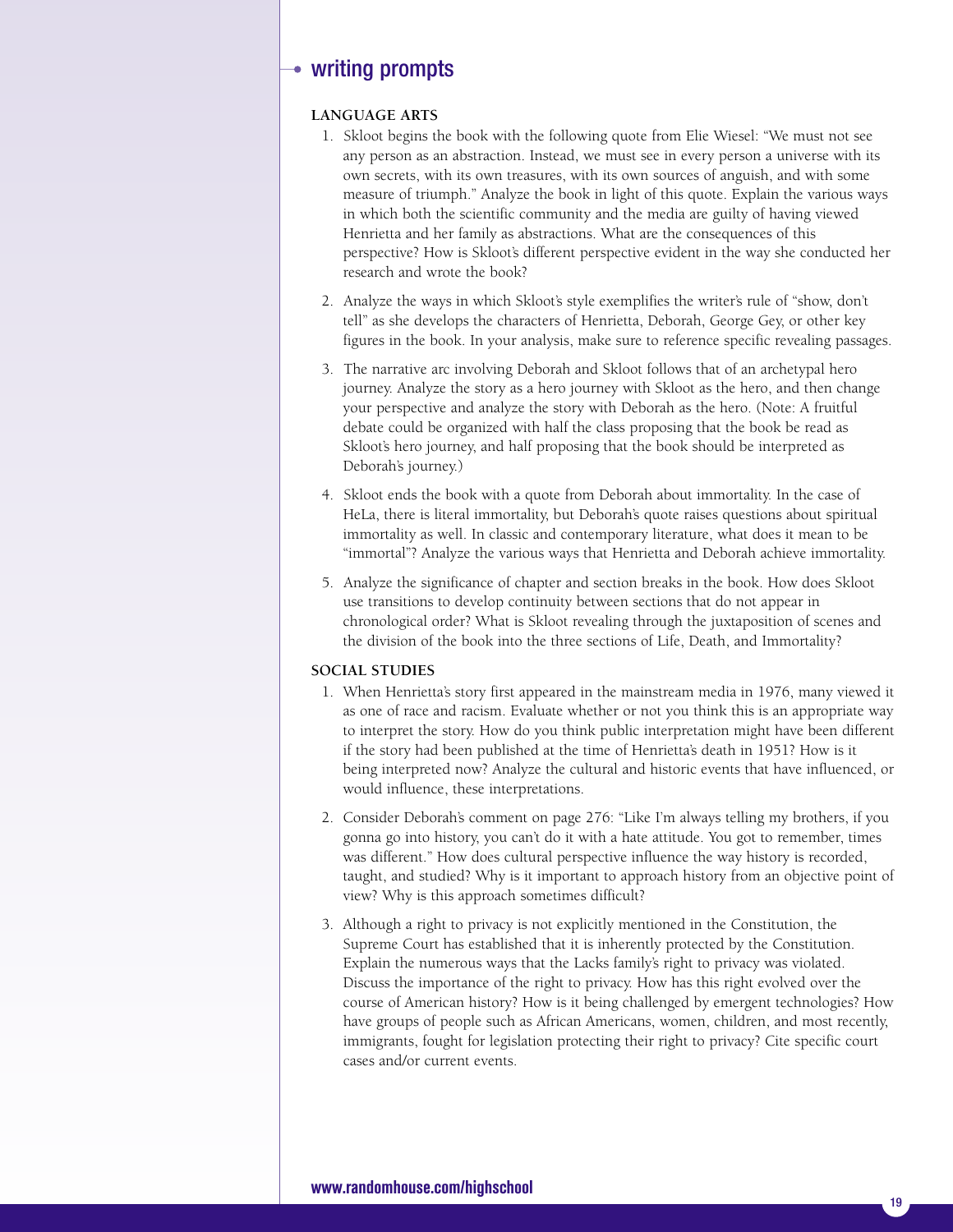## writing prompts

### LANGUAGE ARTS

1. Skloot begins the book with the following quote from Elie Wiesel: "We must not see any person as an abstraction. Instead, we must see in every person a universe with its own secrets, with its own treasures, with its own sources of anguish, and with some measure of triumph." Analyze the book in light of this quote. Explain the various ways in which both the scientific community and the media are guilty of having viewed Henrietta and her family as abstractions. What are the consequences of this perspective? How is Skloot's different perspective evident in the way she conducted her research and wrote the book?

2. Analyze the ways in which Skloot's style exemplifies the writer's rule of "show, don't tell" as she develops the characters of Henrietta, Deborah, George Gey, or other key figures in the book. In your analysis, make sure to reference specific revealing passages.

3. The narrative arc involving Deborah and Skloot follows that of an archetypal hero journey. Analyze the story as a hero journey with Skloot as the hero, and then change your perspective and analyze the story with Deborah as the hero. (Note: A fruitful debate could be organized with half the class proposing that the book be read as Skloot's hero journey, and half proposing that the book should be interpreted as Deborah's journey.)

4. Skloot ends the book with a quote from Deborah about immortality. In the case of HeLa, there is literal immortality, but Deborah's quote raises questions about spiritual immortality as well. In classic and contemporary literature, what does it mean to be "immortal"? Analyze the various ways that Henrietta and Deborah achieve immortality.

5. Analyze the significance of chapter and section breaks in the book. How does Skloot use transitions to develop continuity between sections that do not appear in chronological order? What is Skloot revealing through the juxtaposition of scenes and the division of the book into the three sections of Life, Death, and Immortality?

### SOCIAL STUDIES

1. When Henrietta's story first appeared in the mainstream media in 1976, many viewed it as one of race and racism. Evaluate whether or not you think this is an appropriate way to interpret the story. How do you think public interpretation might have been different if the story had been published at the time of Henrietta's death in 1951? How is it being interpreted now? Analyze the cultural and historic events that have influenced, or would influence, these interpretations.

2. Consider Deborah's comment on page 276: "Like I'm always telling my brothers, if you gonna go into history, you can't do it with a hate attitude. You got to remember, times was different." How does cultural perspective influence the way history is recorded, taught, and studied? Why is it important to approach history from an objective point of view? Why is this approach sometimes difficult?

3. Although a right to privacy is not explicitly mentioned in the Constitution, the Supreme Court has established that it is inherently protected by the Constitution. Explain the numerous ways that the Lacks family's right to privacy was violated. Discuss the importance of the right to privacy. How has this right evolved over the course of American history? How is it being challenged by emergent technologies? How have groups of people such as African Americans, women, children, and most recently, immigrants, fought for legislation protecting their right to privacy? Cite specific court cases and/or current events.

www.randomhouse.com/highschool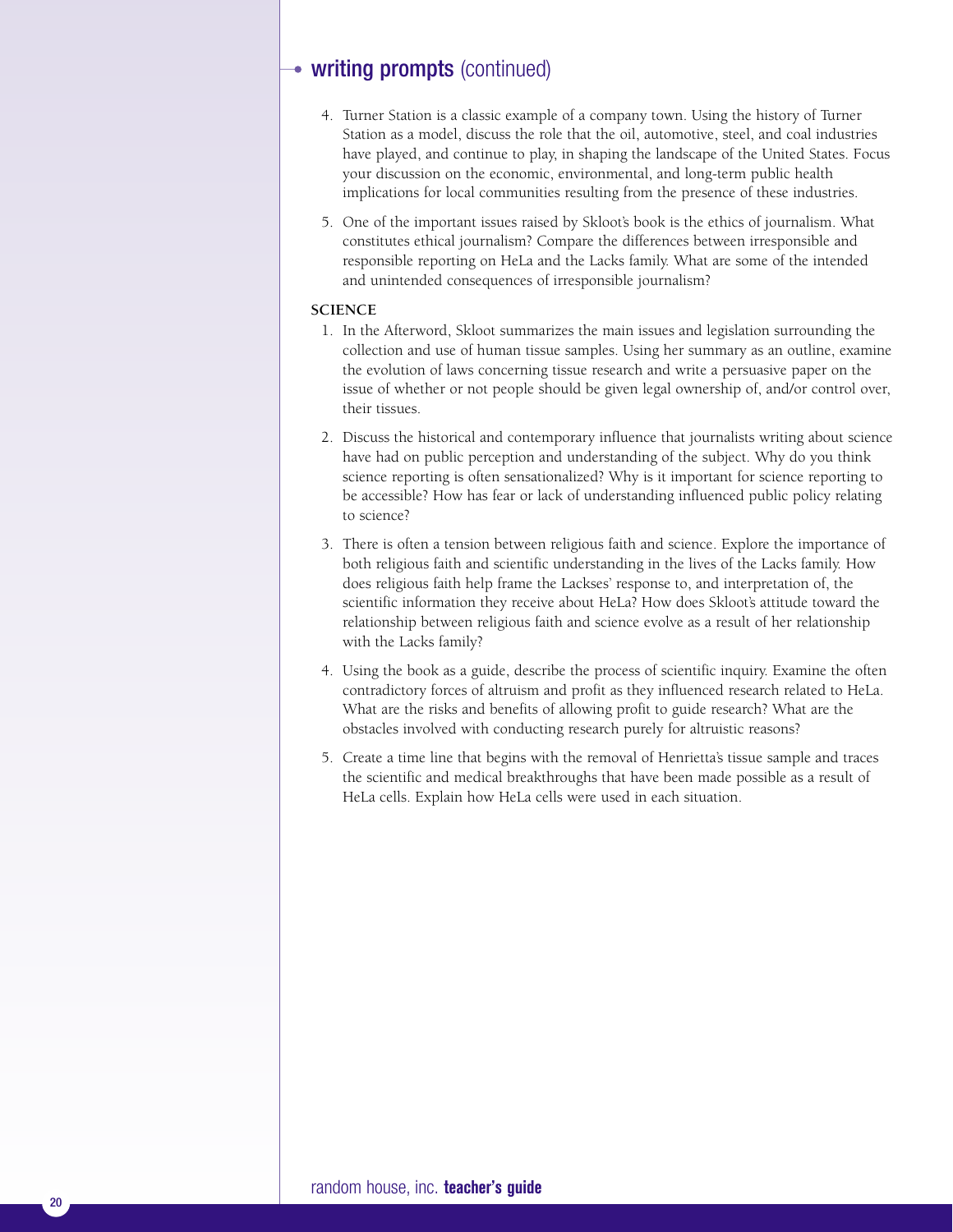## writing prompts (continued)

4. Turner Station is a classic example of a company town. Using the history of Turner Station as a model, discuss the role that the oil, automotive, steel, and coal industries have played, and continue to play, in shaping the landscape of the United States. Focus your discussion on the economic, environmental, and long-term public health implications for local communities resulting from the presence of these industries.

5. One of the important issues raised by Skloot's book is the ethics of journalism. What constitutes ethical journalism? Compare the differences between irresponsible and responsible reporting on HeLa and the Lacks family. What are some of the intended and unintended consequences of irresponsible journalism?

### SCIENCE

1. In the Afterword, Skloot summarizes the main issues and legislation surrounding the collection and use of human tissue samples. Using her summary as an outline, examine the evolution of laws concerning tissue research and write a persuasive paper on the issue of whether or not people should be given legal ownership of, and/or control over, their tissues.

2. Discuss the historical and contemporary influence that journalists writing about science have had on public perception and understanding of the subject. Why do you think science reporting is often sensationalized? Why is it important for science reporting to be accessible? How has fear or lack of understanding influenced public policy relating to science?

3. There is often a tension between religious faith and science. Explore the importance of both religious faith and scientific understanding in the lives of the Lacks family. How does religious faith help frame the Lackses' response to, and interpretation of, the scientific information they receive about HeLa? How does Skloot's attitude toward the relationship between religious faith and science evolve as a result of her relationship with the Lacks family?

4. Using the book as a guide, describe the process of scientific inquiry. Examine the often contradictory forces of altruism and profit as they influenced research related to HeLa. What are the risks and benefits of allowing profit to guide research? What are the obstacles involved with conducting research purely for altruistic reasons?

5. Create a time line that begins with the removal of Henrietta's tissue sample and traces the scientific and medical breakthroughs that have been made possible as a result of HeLa cells. Explain how HeLa cells were used in each situation.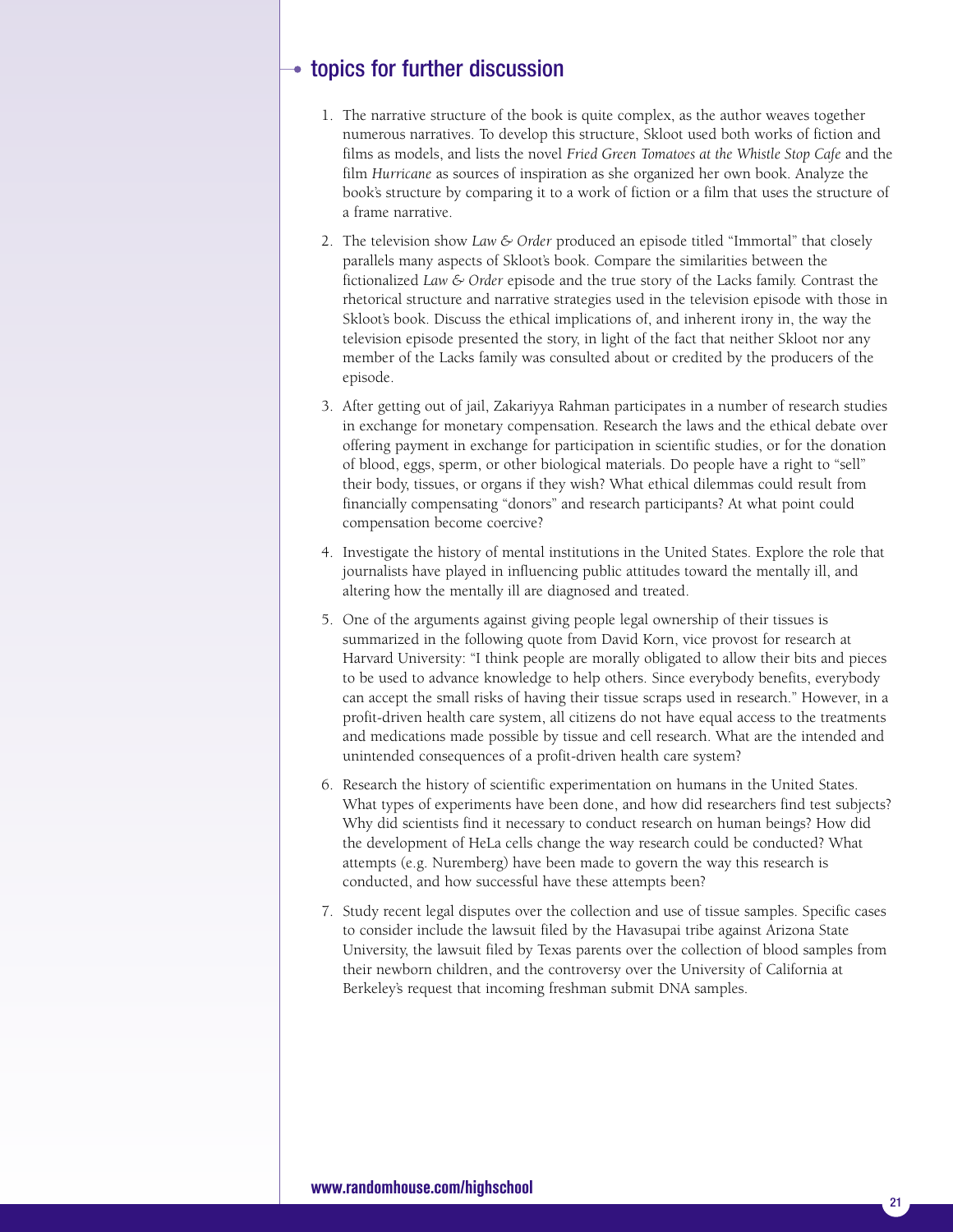## topics for further discussion

1. The narrative structure of the book is quite complex, as the author weaves together numerous narratives. To develop this structure, Skloot used both works of fiction and films as models, and lists the novel *Fried Green Tomatoes at the Whistle Stop Cafe* and the film *Hurricane* as sources of inspiration as she organized her own book. Analyze the book's structure by comparing it to a work of fiction or a film that uses the structure of a frame narrative.

2. The television show *Law & Order* produced an episode titled "Immortal" that closely parallels many aspects of Skloot's book. Compare the similarities between the fictionalized *Law & Order* episode and the true story of the Lacks family. Contrast the rhetorical structure and narrative strategies used in the television episode with those in Skloot's book. Discuss the ethical implications of, and inherent irony in, the way the television episode presented the story, in light of the fact that neither Skloot nor any member of the Lacks family was consulted about or credited by the producers of the episode.

3. After getting out of jail, Zakariyya Rahman participates in a number of research studies in exchange for monetary compensation. Research the laws and the ethical debate over offering payment in exchange for participation in scientific studies, or for the donation of blood, eggs, sperm, or other biological materials. Do people have a right to "sell" their body, tissues, or organs if they wish? What ethical dilemmas could result from financially compensating "donors" and research participants? At what point could compensation become coercive?

4. Investigate the history of mental institutions in the United States. Explore the role that journalists have played in influencing public attitudes toward the mentally ill, and altering how the mentally ill are diagnosed and treated.

5. One of the arguments against giving people legal ownership of their tissues is summarized in the following quote from David Korn, vice provost for research at Harvard University: "I think people are morally obligated to allow their bits and pieces to be used to advance knowledge to help others. Since everybody benefits, everybody can accept the small risks of having their tissue scraps used in research." However, in a profit-driven health care system, all citizens do not have equal access to the treatments and medications made possible by tissue and cell research. What are the intended and unintended consequences of a profit-driven health care system?

6. Research the history of scientific experimentation on humans in the United States. What types of experiments have been done, and how did researchers find test subjects? Why did scientists find it necessary to conduct research on human beings? How did the development of HeLa cells change the way research could be conducted? What attempts (e.g. Nuremberg) have been made to govern the way this research is conducted, and how successful have these attempts been?

7. Study recent legal disputes over the collection and use of tissue samples. Specific cases to consider include the lawsuit filed by the Havasupai tribe against Arizona State University, the lawsuit filed by Texas parents over the collection of blood samples from their newborn children, and the controversy over the University of California at Berkeley's request that incoming freshman submit DNA samples.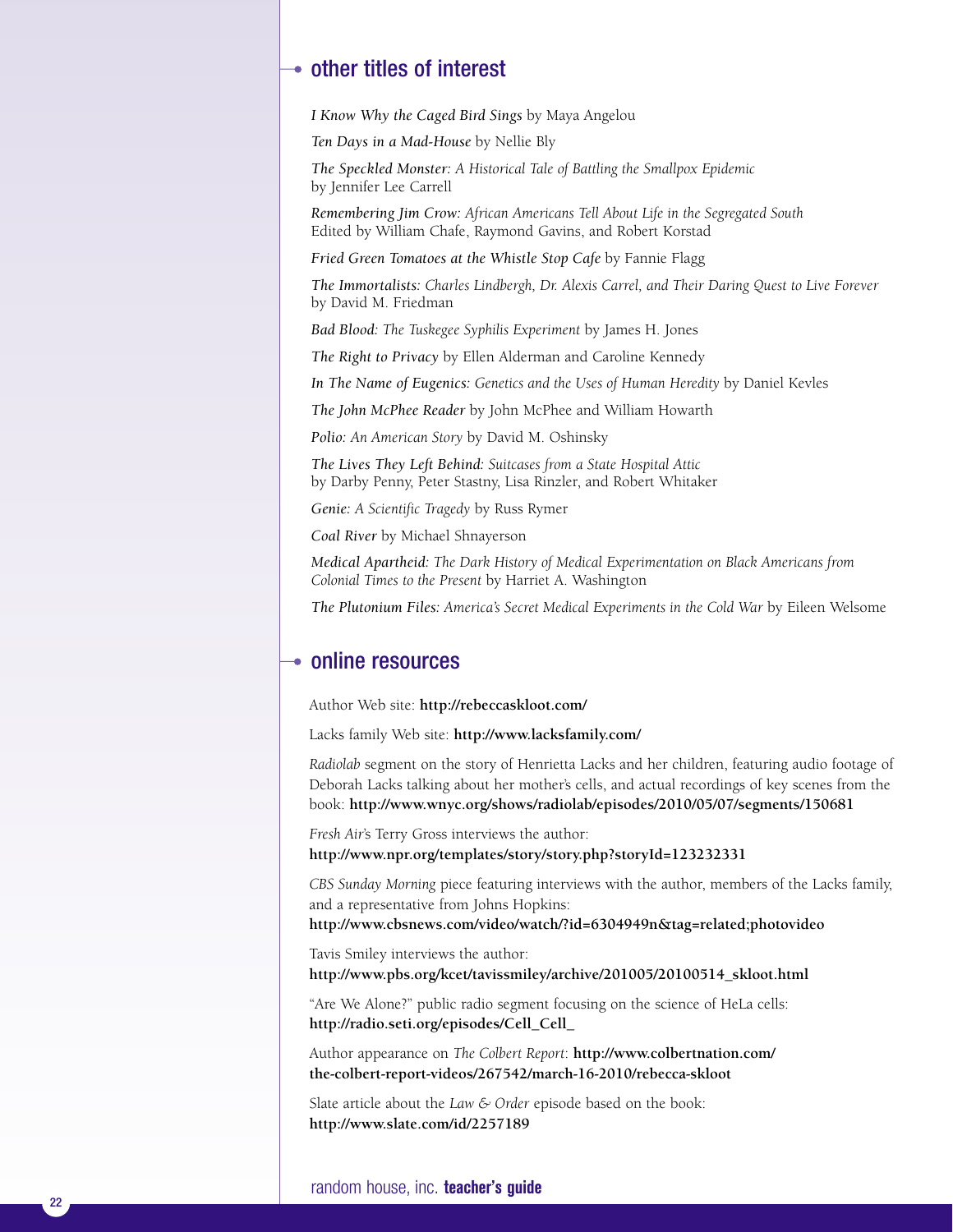## other titles of interest

*I Know Why the Caged Bird Sings* by Maya Angelou

*Ten Days in a Mad-House* by Nellie Bly

*The Speckled Monster: A Historical Tale of Battling the Smallpox Epidemic* by Jennifer Lee Carrell

*Remembering Jim Crow: African Americans Tell About Life in the Segregated South* Edited by William Chafe, Raymond Gavins, and Robert Korstad

*Fried Green Tomatoes at the Whistle Stop Cafe* by Fannie Flagg

*The Immortalists: Charles Lindbergh, Dr. Alexis Carrel, and Their Daring Quest to Live Forever* by David M. Friedman

*Bad Blood: The Tuskegee Syphilis Experiment* by James H. Jones

*The Right to Privacy* by Ellen Alderman and Caroline Kennedy

*In The Name of Eugenics: Genetics and the Uses of Human Heredity* by Daniel Kevles

*The John McPhee Reader* by John McPhee and William Howarth

*Polio: An American Story* by David M. Oshinsky

*The Lives They Left Behind: Suitcases from a State Hospital Attic* by Darby Penny, Peter Stastny, Lisa Rinzler, and Robert Whitaker

*Genie: A Scientific Tragedy* by Russ Rymer

*Coal River* by Michael Shnayerson

*Medical Apartheid: The Dark History of Medical Experimentation on Black Americans from Colonial Times to the Present* by Harriet A. Washington

*The Plutonium Files: America's Secret Medical Experiments in the Cold War* by Eileen Welsome

## online resources

Author Web site: **http://rebeccaskloot.com/**

Lacks family Web site: **http://www.lacksfamily.com/**

*Radiolab* segment on the story of Henrietta Lacks and her children, featuring audio footage of Deborah Lacks talking about her mother's cells, and actual recordings of key scenes from the book: **http://www.wnyc.org/shows/radiolab/episodes/2010/05/07/segments/150681**

*Fresh Air*'s Terry Gross interviews the author:
**http://www.npr.org/templates/story/story.php?storyId=123232331**

*CBS Sunday Morning* piece featuring interviews with the author, members of the Lacks family, and a representative from Johns Hopkins:
**http://www.cbsnews.com/video/watch/?id=6304949n&tag=related;photovideo**

Tavis Smiley interviews the author:
**http://www.pbs.org/kcet/tavissmiley/archive/201005/20100514_skloot.html**

"Are We Alone?" public radio segment focusing on the science of HeLa cells:
**http://radio.seti.org/episodes/Cell_Cell_**

Author appearance on *The Colbert Report*: **http://www.colbertnation.com/the-colbert-report-videos/267542/march-16-2010/rebecca-skloot**

Slate article about the *Law & Order* episode based on the book:
**http://www.slate.com/id/2257189**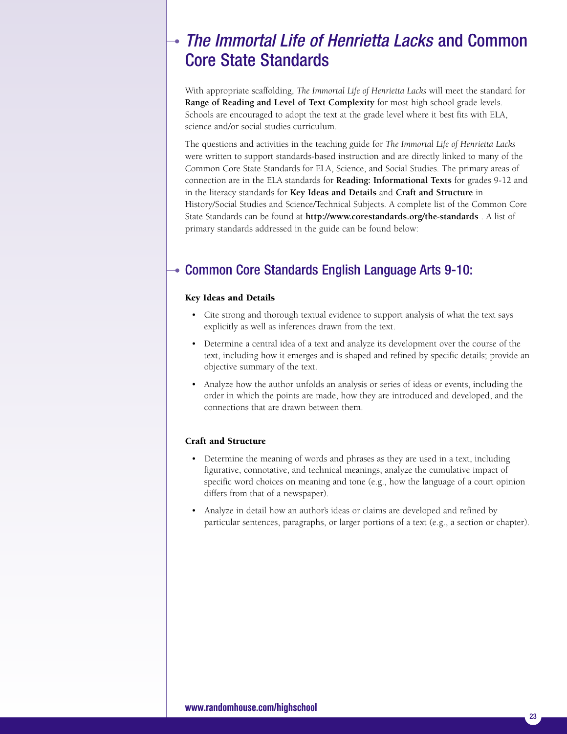# *The Immortal Life of Henrietta Lacks* and Common Core State Standards

With appropriate scaffolding, *The Immortal Life of Henrietta Lacks* will meet the standard for **Range of Reading and Level of Text Complexity** for most high school grade levels. Schools are encouraged to adopt the text at the grade level where it best fits with ELA, science and/or social studies curriculum.

The questions and activities in the teaching guide for *The Immortal Life of Henrietta Lacks* were written to support standards-based instruction and are directly linked to many of the Common Core State Standards for ELA, Science, and Social Studies. The primary areas of connection are in the ELA standards for **Reading: Informational Texts** for grades 9-12 and in the literacy standards for **Key Ideas and Details** and **Craft and Structure** in History/Social Studies and Science/Technical Subjects. A complete list of the Common Core State Standards can be found at **http://www.corestandards.org/the-standards** . A list of primary standards addressed in the guide can be found below:

## Common Core Standards English Language Arts 9-10:

### Key Ideas and Details

- Cite strong and thorough textual evidence to support analysis of what the text says explicitly as well as inferences drawn from the text.
- Determine a central idea of a text and analyze its development over the course of the text, including how it emerges and is shaped and refined by specific details; provide an objective summary of the text.
- Analyze how the author unfolds an analysis or series of ideas or events, including the order in which the points are made, how they are introduced and developed, and the connections that are drawn between them.

### Craft and Structure

- Determine the meaning of words and phrases as they are used in a text, including figurative, connotative, and technical meanings; analyze the cumulative impact of specific word choices on meaning and tone (e.g., how the language of a court opinion differs from that of a newspaper).
- Analyze in detail how an author's ideas or claims are developed and refined by particular sentences, paragraphs, or larger portions of a text (e.g., a section or chapter).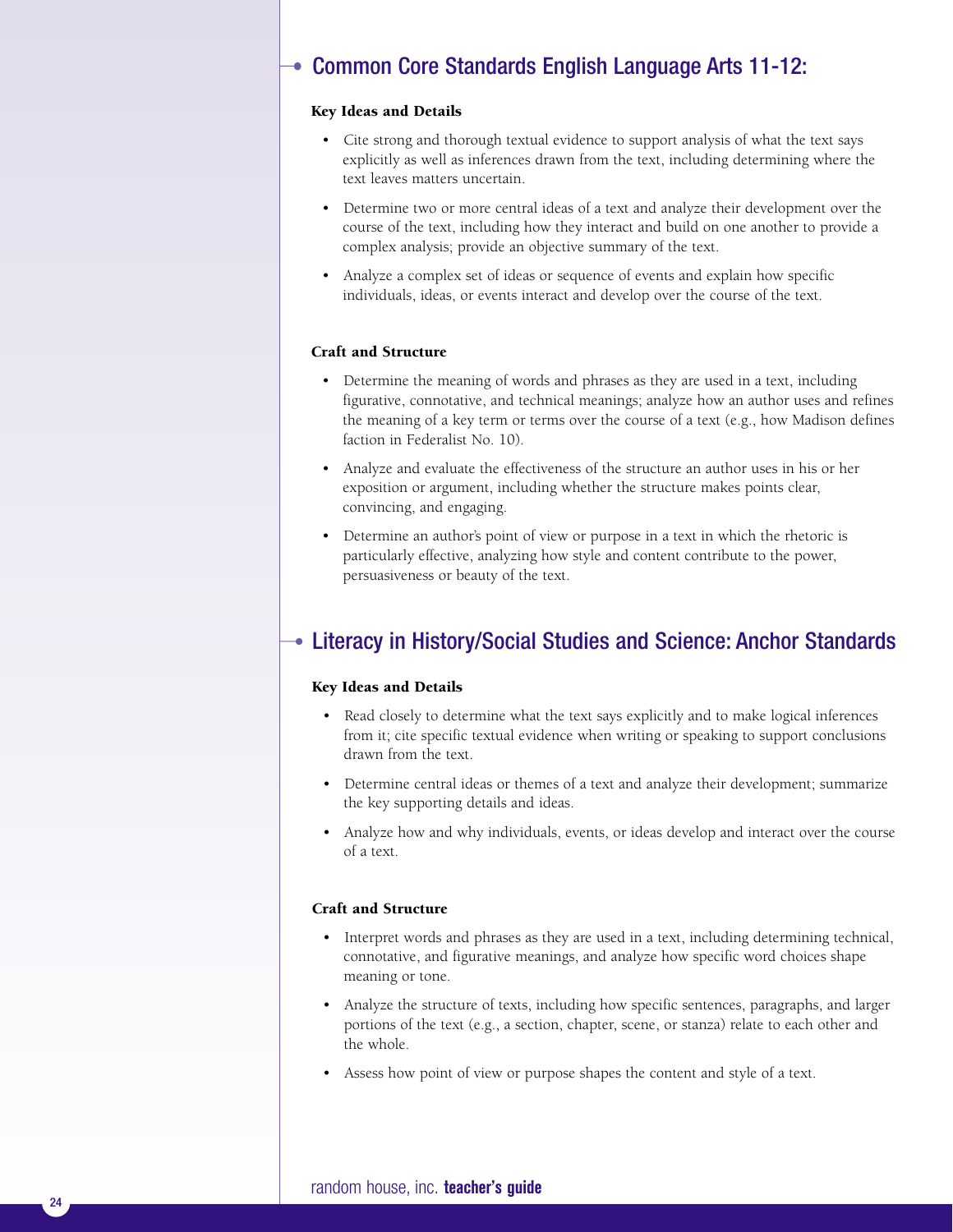## Common Core Standards English Language Arts 11-12:

### Key Ideas and Details

- Cite strong and thorough textual evidence to support analysis of what the text says explicitly as well as inferences drawn from the text, including determining where the text leaves matters uncertain.
- Determine two or more central ideas of a text and analyze their development over the course of the text, including how they interact and build on one another to provide a complex analysis; provide an objective summary of the text.
- Analyze a complex set of ideas or sequence of events and explain how specific individuals, ideas, or events interact and develop over the course of the text.

### Craft and Structure

- Determine the meaning of words and phrases as they are used in a text, including figurative, connotative, and technical meanings; analyze how an author uses and refines the meaning of a key term or terms over the course of a text (e.g., how Madison defines faction in Federalist No. 10).
- Analyze and evaluate the effectiveness of the structure an author uses in his or her exposition or argument, including whether the structure makes points clear, convincing, and engaging.
- Determine an author's point of view or purpose in a text in which the rhetoric is particularly effective, analyzing how style and content contribute to the power, persuasiveness or beauty of the text.

## Literacy in History/Social Studies and Science: Anchor Standards

### Key Ideas and Details

- Read closely to determine what the text says explicitly and to make logical inferences from it; cite specific textual evidence when writing or speaking to support conclusions drawn from the text.
- Determine central ideas or themes of a text and analyze their development; summarize the key supporting details and ideas.
- Analyze how and why individuals, events, or ideas develop and interact over the course of a text.

### Craft and Structure

- Interpret words and phrases as they are used in a text, including determining technical, connotative, and figurative meanings, and analyze how specific word choices shape meaning or tone.
- Analyze the structure of texts, including how specific sentences, paragraphs, and larger portions of the text (e.g., a section, chapter, scene, or stanza) relate to each other and the whole.
- Assess how point of view or purpose shapes the content and style of a text.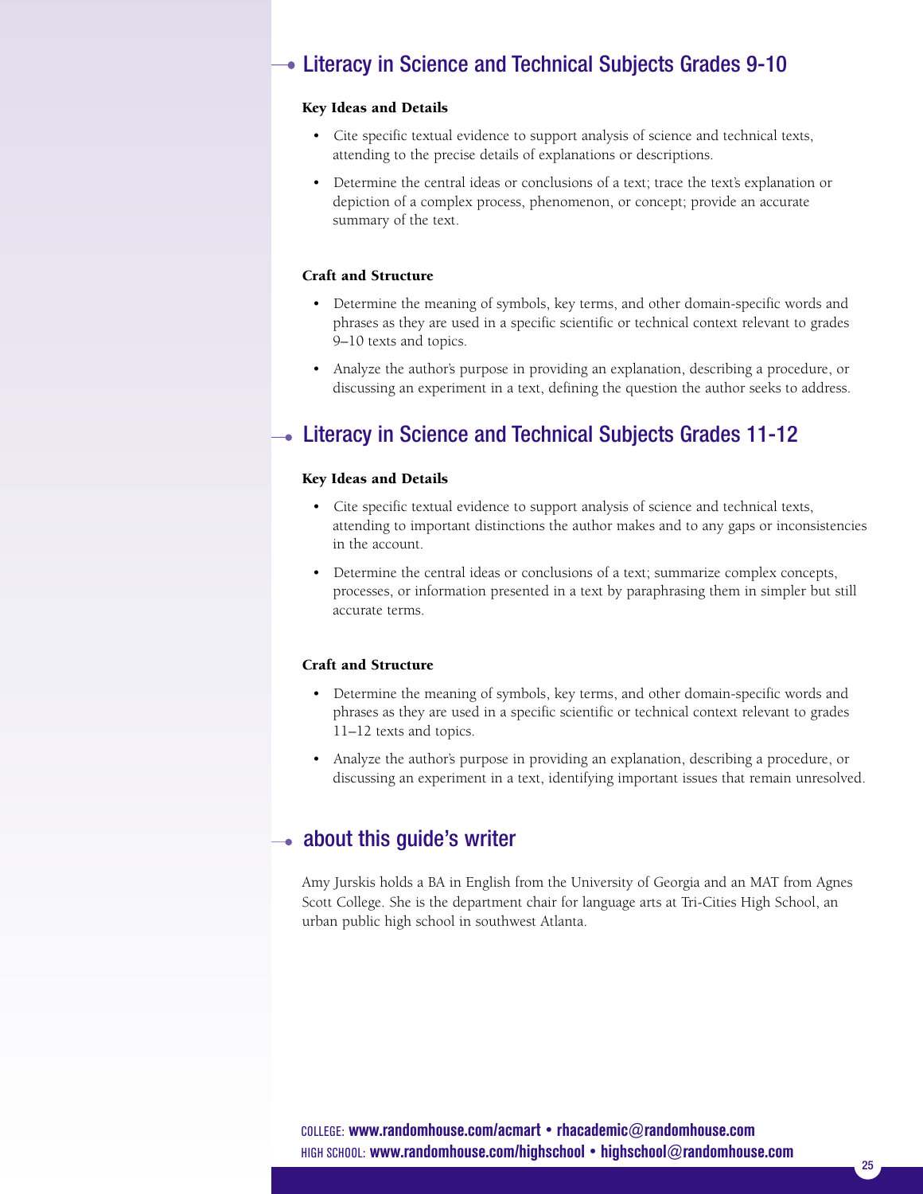## Literacy in Science and Technical Subjects Grades 9-10

### Key Ideas and Details

- Cite specific textual evidence to support analysis of science and technical texts, attending to the precise details of explanations or descriptions.
- Determine the central ideas or conclusions of a text; trace the text's explanation or depiction of a complex process, phenomenon, or concept; provide an accurate summary of the text.

### Craft and Structure

- Determine the meaning of symbols, key terms, and other domain-specific words and phrases as they are used in a specific scientific or technical context relevant to grades 9–10 texts and topics.
- Analyze the author's purpose in providing an explanation, describing a procedure, or discussing an experiment in a text, defining the question the author seeks to address.

## Literacy in Science and Technical Subjects Grades 11-12

### Key Ideas and Details

- Cite specific textual evidence to support analysis of science and technical texts, attending to important distinctions the author makes and to any gaps or inconsistencies in the account.
- Determine the central ideas or conclusions of a text; summarize complex concepts, processes, or information presented in a text by paraphrasing them in simpler but still accurate terms.

### Craft and Structure

- Determine the meaning of symbols, key terms, and other domain-specific words and phrases as they are used in a specific scientific or technical context relevant to grades 11–12 texts and topics.
- Analyze the author's purpose in providing an explanation, describing a procedure, or discussing an experiment in a text, identifying important issues that remain unresolved.

## about this guide's writer

Amy Jurskis holds a BA in English from the University of Georgia and an MAT from Agnes Scott College. She is the department chair for language arts at Tri-Cities High School, an urban public high school in southwest Atlanta.

COLLEGE: **www.randomhouse.com/acmart • rhacademic@randomhouse.com**
HIGH SCHOOL: **www.randomhouse.com/highschool • highschool@randomhouse.com**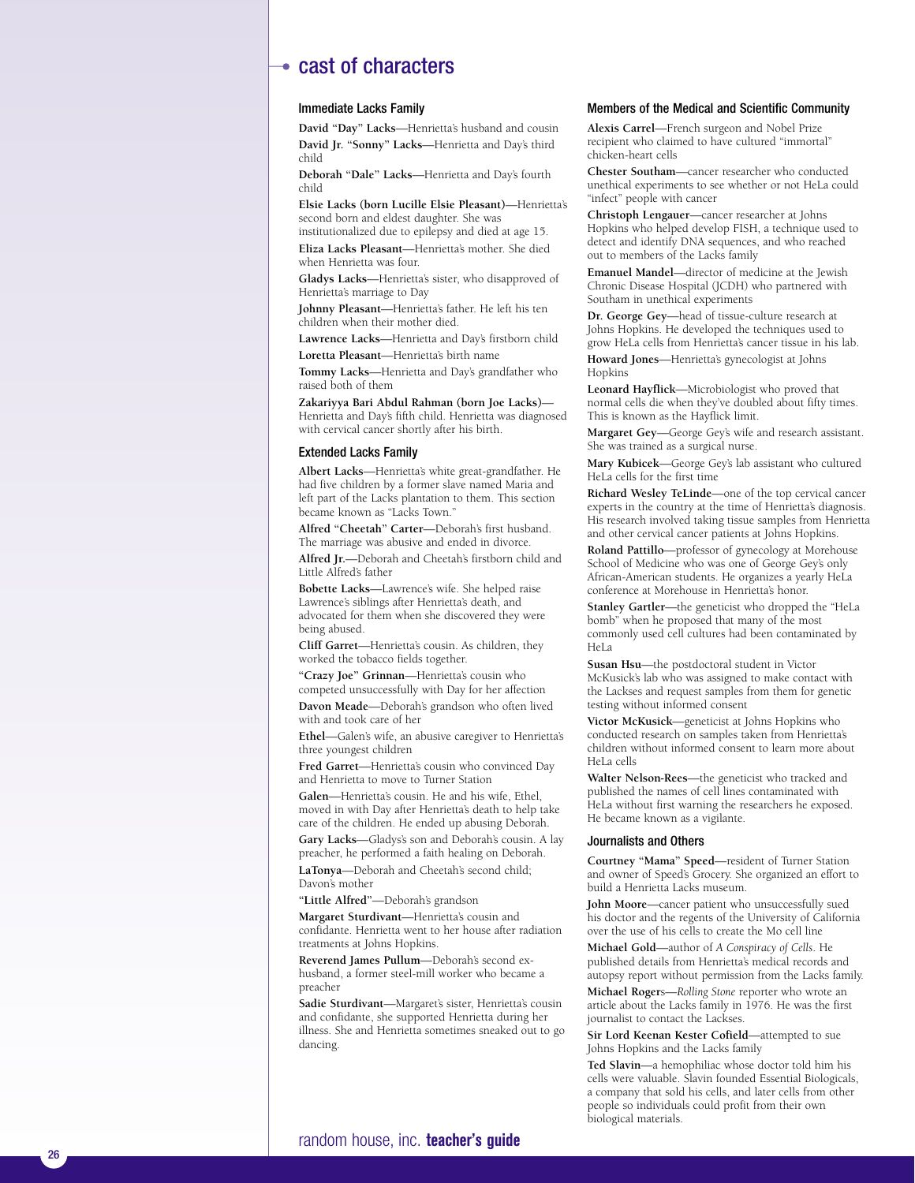# cast of characters

## Immediate Lacks Family

**David "Day" Lacks**—Henrietta's husband and cousin

**David Jr. "Sonny" Lacks**—Henrietta and Day's third child

**Deborah "Dale" Lacks**—Henrietta and Day's fourth child

**Elsie Lacks (born Lucille Elsie Pleasant)**—Henrietta's second born and eldest daughter. She was institutionalized due to epilepsy and died at age 15.

**Eliza Lacks Pleasant**—Henrietta's mother. She died when Henrietta was four.

**Gladys Lacks**—Henrietta's sister, who disapproved of Henrietta's marriage to Day

**Johnny Pleasant**—Henrietta's father. He left his ten children when their mother died.

**Lawrence Lacks**—Henrietta and Day's firstborn child

**Loretta Pleasant**—Henrietta's birth name

**Tommy Lacks**—Henrietta and Day's grandfather who raised both of them

**Zakariyya Bari Abdul Rahman (born Joe Lacks)**—Henrietta and Day's fifth child. Henrietta was diagnosed with cervical cancer shortly after his birth.

## Extended Lacks Family

**Albert Lacks**—Henrietta's white great-grandfather. He had five children by a former slave named Maria and left part of the Lacks plantation to them. This section became known as "Lacks Town."

**Alfred "Cheetah" Carter**—Deborah's first husband. The marriage was abusive and ended in divorce.

**Alfred Jr.**—Deborah and Cheetah's firstborn child and Little Alfred's father

**Bobette Lacks**—Lawrence's wife. She helped raise Lawrence's siblings after Henrietta's death, and advocated for them when she discovered they were being abused.

**Cliff Garret**—Henrietta's cousin. As children, they worked the tobacco fields together.

**"Crazy Joe" Grinnan**—Henrietta's cousin who competed unsuccessfully with Day for her affection

**Davon Meade**—Deborah's grandson who often lived with and took care of her

**Ethel**—Galen's wife, an abusive caregiver to Henrietta's three youngest children

**Fred Garret**—Henrietta's cousin who convinced Day and Henrietta to move to Turner Station

**Galen**—Henrietta's cousin. He and his wife, Ethel, moved in with Day after Henrietta's death to help take care of the children. He ended up abusing Deborah.

**Gary Lacks**—Gladys's son and Deborah's cousin. A lay preacher, he performed a faith healing on Deborah.

**LaTonya**—Deborah and Cheetah's second child; Davon's mother

**"Little Alfred"**—Deborah's grandson

**Margaret Sturdivant**—Henrietta's cousin and confidante. Henrietta went to her house after radiation treatments at Johns Hopkins.

**Reverend James Pullum**—Deborah's second ex-husband, a former steel-mill worker who became a preacher

**Sadie Sturdivant**—Margaret's sister, Henrietta's cousin and confidante, she supported Henrietta during her illness. She and Henrietta sometimes sneaked out to go dancing.

## Members of the Medical and Scientific Community

**Alexis Carrel**—French surgeon and Nobel Prize recipient who claimed to have cultured "immortal" chicken-heart cells

**Chester Southam**—cancer researcher who conducted unethical experiments to see whether or not HeLa could "infect" people with cancer

**Christoph Lengauer**—cancer researcher at Johns Hopkins who helped develop FISH, a technique used to detect and identify DNA sequences, and who reached out to members of the Lacks family

**Emanuel Mandel**—director of medicine at the Jewish Chronic Disease Hospital (JCDH) who partnered with Southam in unethical experiments

**Dr. George Gey**—head of tissue-culture research at Johns Hopkins. He developed the techniques used to grow HeLa cells from Henrietta's cancer tissue in his lab.

**Howard Jones**—Henrietta's gynecologist at Johns Hopkins

**Leonard Hayflick**—Microbiologist who proved that normal cells die when they've doubled about fifty times. This is known as the Hayflick limit.

**Margaret Gey**—George Gey's wife and research assistant. She was trained as a surgical nurse.

**Mary Kubicek**—George Gey's lab assistant who cultured HeLa cells for the first time

**Richard Wesley TeLinde**—one of the top cervical cancer experts in the country at the time of Henrietta's diagnosis. His research involved taking tissue samples from Henrietta and other cervical cancer patients at Johns Hopkins.

**Roland Pattillo**—professor of gynecology at Morehouse School of Medicine who was one of George Gey's only African-American students. He organizes a yearly HeLa conference at Morehouse in Henrietta's honor.

**Stanley Gartler**—the geneticist who dropped the "HeLa bomb" when he proposed that many of the most commonly used cell cultures had been contaminated by HeLa

**Susan Hsu**—the postdoctoral student in Victor McKusick's lab who was assigned to make contact with the Lackses and request samples from them for genetic testing without informed consent

**Victor McKusick**—geneticist at Johns Hopkins who conducted research on samples taken from Henrietta's children without informed consent to learn more about HeLa cells

**Walter Nelson-Rees**—the geneticist who tracked and published the names of cell lines contaminated with HeLa without first warning the researchers he exposed. He became known as a vigilante.

## Journalists and Others

**Courtney "Mama" Speed**—resident of Turner Station and owner of Speed's Grocery. She organized an effort to build a Henrietta Lacks museum.

**John Moore**—cancer patient who unsuccessfully sued his doctor and the regents of the University of California over the use of his cells to create the Mo cell line

**Michael Gold**—author of *A Conspiracy of Cells*. He published details from Henrietta's medical records and autopsy report without permission from the Lacks family.

**Michael Rogers**—*Rolling Stone* reporter who wrote an article about the Lacks family in 1976. He was the first journalist to contact the Lackses.

**Sir Lord Keenan Kester Cofield**—attempted to sue Johns Hopkins and the Lacks family

**Ted Slavin**—a hemophiliac whose doctor told him his cells were valuable. Slavin founded Essential Biologicals, a company that sold his cells, and later cells from other people so individuals could profit from their own biological materials.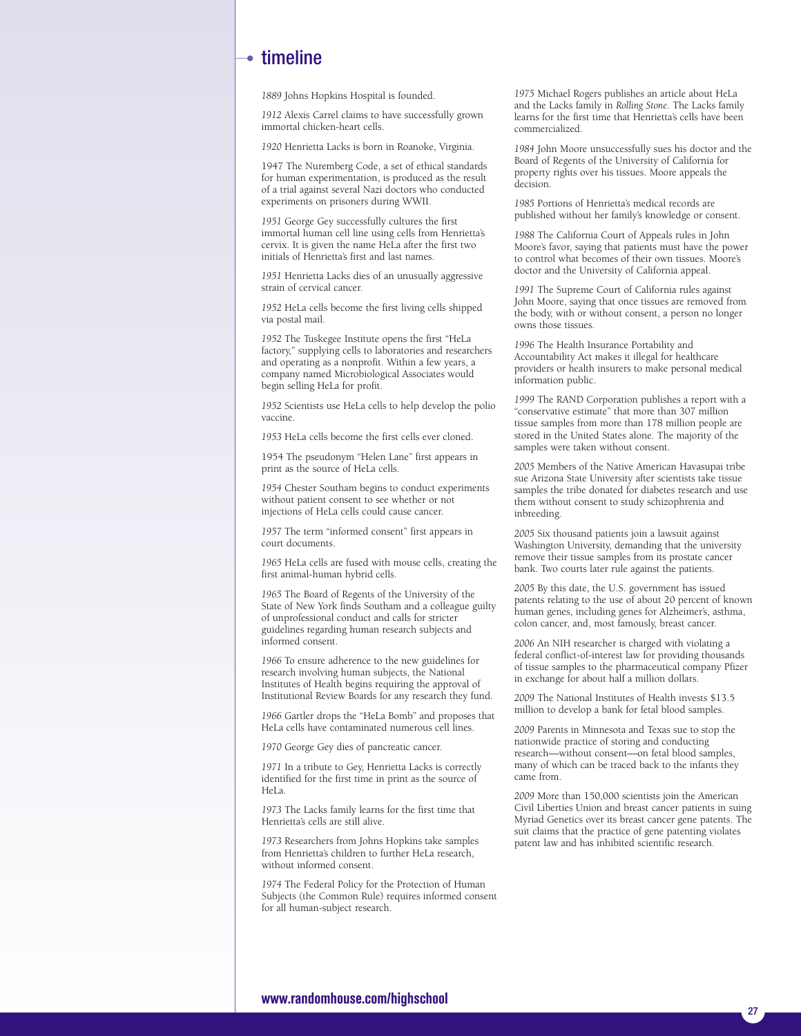## timeline

*1889* Johns Hopkins Hospital is founded.

*1912* Alexis Carrel claims to have successfully grown immortal chicken-heart cells.

*1920* Henrietta Lacks is born in Roanoke, Virginia.

1947 The Nuremberg Code, a set of ethical standards for human experimentation, is produced as the result of a trial against several Nazi doctors who conducted experiments on prisoners during WWII.

*1951* George Gey successfully cultures the first immortal human cell line using cells from Henrietta's cervix. It is given the name HeLa after the first two initials of Henrietta's first and last names.

*1951* Henrietta Lacks dies of an unusually aggressive strain of cervical cancer.

*1952* HeLa cells become the first living cells shipped via postal mail.

*1952* The Tuskegee Institute opens the first "HeLa factory," supplying cells to laboratories and researchers and operating as a nonprofit. Within a few years, a company named Microbiological Associates would begin selling HeLa for profit.

*1952* Scientists use HeLa cells to help develop the polio vaccine.

*1953* HeLa cells become the first cells ever cloned.

1954 The pseudonym "Helen Lane" first appears in print as the source of HeLa cells.

*1954* Chester Southam begins to conduct experiments without patient consent to see whether or not injections of HeLa cells could cause cancer.

*1957* The term "informed consent" first appears in court documents.

*1965* HeLa cells are fused with mouse cells, creating the first animal-human hybrid cells.

*1965* The Board of Regents of the University of the State of New York finds Southam and a colleague guilty of unprofessional conduct and calls for stricter guidelines regarding human research subjects and informed consent.

*1966* To ensure adherence to the new guidelines for research involving human subjects, the National Institutes of Health begins requiring the approval of Institutional Review Boards for any research they fund.

*1966* Gartler drops the "HeLa Bomb" and proposes that HeLa cells have contaminated numerous cell lines.

*1970* George Gey dies of pancreatic cancer.

*1971* In a tribute to Gey, Henrietta Lacks is correctly identified for the first time in print as the source of HeLa.

*1973* The Lacks family learns for the first time that Henrietta's cells are still alive.

*1973* Researchers from Johns Hopkins take samples from Henrietta's children to further HeLa research, without informed consent.

*1974* The Federal Policy for the Protection of Human Subjects (the Common Rule) requires informed consent for all human-subject research.

*1975* Michael Rogers publishes an article about HeLa and the Lacks family in *Rolling Stone*. The Lacks family learns for the first time that Henrietta's cells have been commercialized.

*1984* John Moore unsuccessfully sues his doctor and the Board of Regents of the University of California for property rights over his tissues. Moore appeals the decision.

*1985* Portions of Henrietta's medical records are published without her family's knowledge or consent.

*1988* The California Court of Appeals rules in John Moore's favor, saying that patients must have the power to control what becomes of their own tissues. Moore's doctor and the University of California appeal.

*1991* The Supreme Court of California rules against John Moore, saying that once tissues are removed from the body, with or without consent, a person no longer owns those tissues.

*1996* The Health Insurance Portability and Accountability Act makes it illegal for healthcare providers or health insurers to make personal medical information public.

*1999* The RAND Corporation publishes a report with a "conservative estimate" that more than 307 million tissue samples from more than 178 million people are stored in the United States alone. The majority of the samples were taken without consent.

*2005* Members of the Native American Havasupai tribe sue Arizona State University after scientists take tissue samples the tribe donated for diabetes research and use them without consent to study schizophrenia and inbreeding.

*2005* Six thousand patients join a lawsuit against Washington University, demanding that the university remove their tissue samples from its prostate cancer bank. Two courts later rule against the patients.

*2005* By this date, the U.S. government has issued patents relating to the use of about 20 percent of known human genes, including genes for Alzheimer's, asthma, colon cancer, and, most famously, breast cancer.

*2006* An NIH researcher is charged with violating a federal conflict-of-interest law for providing thousands of tissue samples to the pharmaceutical company Pfizer in exchange for about half a million dollars.

*2009* The National Institutes of Health invests $13.5 million to develop a bank for fetal blood samples.

*2009* Parents in Minnesota and Texas sue to stop the nationwide practice of storing and conducting research—without consent—on fetal blood samples, many of which can be traced back to the infants they came from.

*2009* More than 150,000 scientists join the American Civil Liberties Union and breast cancer patients in suing Myriad Genetics over its breast cancer gene patents. The suit claims that the practice of gene patenting violates patent law and has inhibited scientific research.

**www.randomhouse.com/highschool**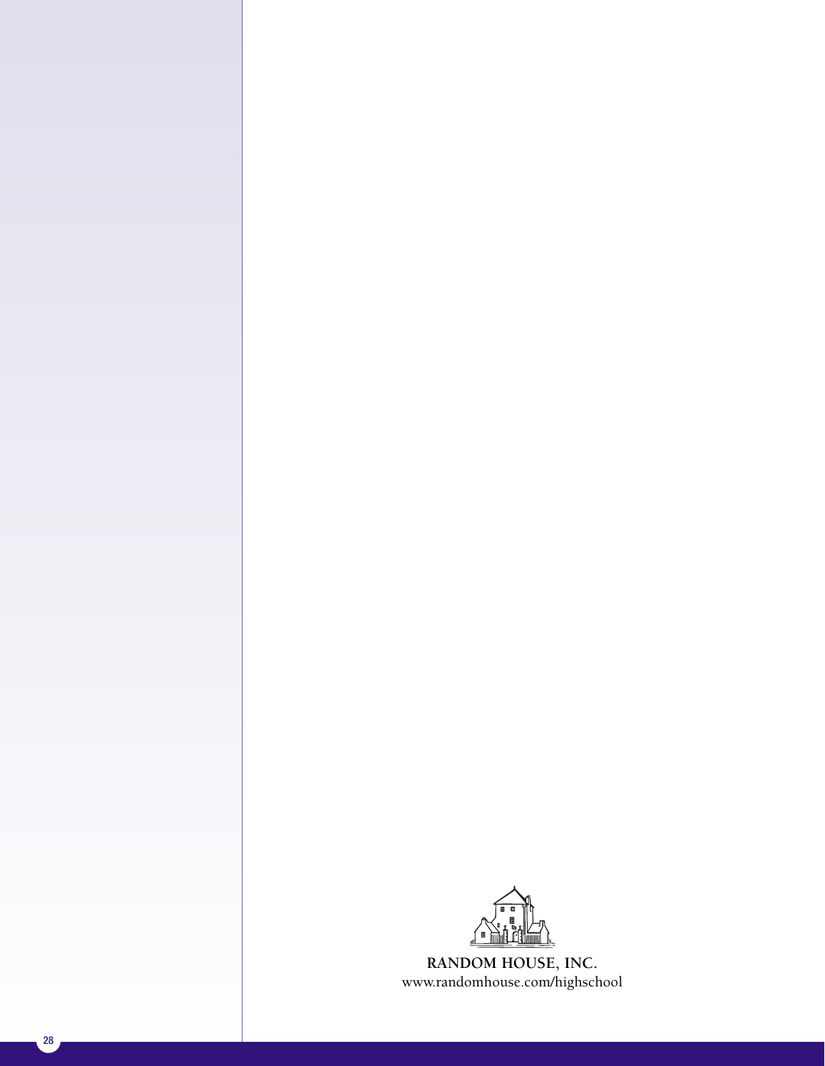**RANDOM HOUSE, INC.**
www.randomhouse.com/highschool